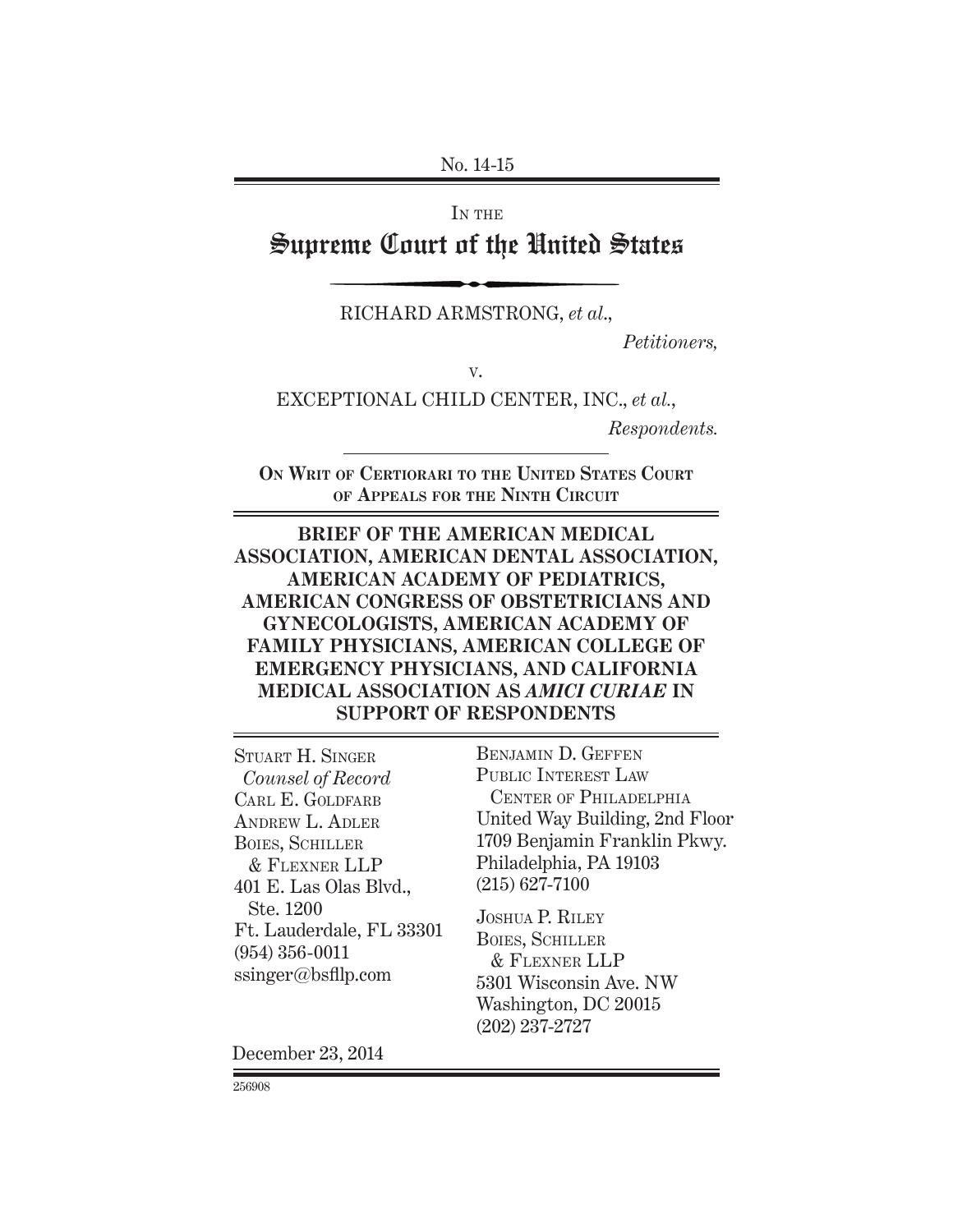No. 14-15

IN THE

# Supreme Court of the United States

RICHARD ARMSTRONG, *et al.*,

*Petitioners,*

v.

EXCEPTIONAL CHILD CENTER, INC., *et al.*,

*Respondents.*

**ON WRIT OF CERTIORARI TO THE UNITED STATES COURT OF APPEALS FOR THE NINTH CIRCUIT**

**BRIEF OF THE AMERICAN MEDICAL ASSOCIATION, AMERICAN DENTAL ASSOCIATION, AMERICAN ACADEMY OF PEDIATRICS, AMERICAN CONGRESS OF OBSTETRICIANS AND GYNECOLOGISTS, AMERICAN ACADEMY OF FAMILY PHYSICIANS, AMERICAN COLLEGE OF EMERGENCY PHYSICIANS, AND CALIFORNIA MEDICAL ASSOCIATION AS *AMICI CURIAE* IN SUPPORT OF RESPONDENTS**

STUART H. SINGER
*Counsel of Record*
CARL E. GOLDFARB
ANDREW L. ADLER
BOIES, SCHILLER & FLEXNER LLP
401 E. Las Olas Blvd., Ste. 1200
Ft. Lauderdale, FL 33301
(954) 356-0011
ssinger@bsfllp.com

BENJAMIN D. GEFFEN
PUBLIC INTEREST LAW CENTER OF PHILADELPHIA
United Way Building, 2nd Floor
1709 Benjamin Franklin Pkwy.
Philadelphia, PA 19103
(215) 627-7100

JOSHUA P. RILEY
BOIES, SCHILLER & FLEXNER LLP
5301 Wisconsin Ave. NW
Washington, DC 20015
(202) 237-2727

December 23, 2014

256908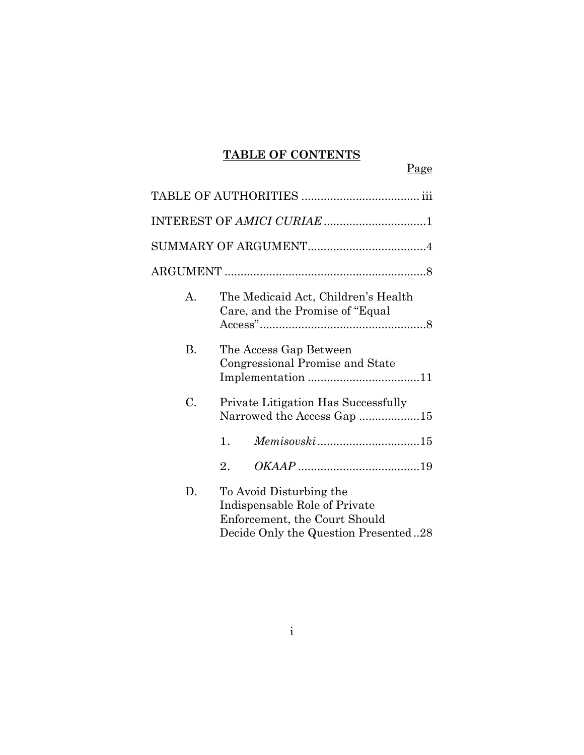**TABLE OF CONTENTS**

Page

TABLE OF AUTHORITIES .................................... iii

INTEREST OF *AMICI CURIAE* ................................1

SUMMARY OF ARGUMENT.....................................4

ARGUMENT ...............................................................8

A. The Medicaid Act, Children's Health Care, and the Promise of "Equal Access"....................................................8

B. The Access Gap Between Congressional Promise and State Implementation ...................................11

C. Private Litigation Has Successfully Narrowed the Access Gap ...................15

   1. *Memisovski* ................................15

   2. *OKAAP* ......................................19

D. To Avoid Disturbing the Indispensable Role of Private Enforcement, the Court Should Decide Only the Question Presented ..28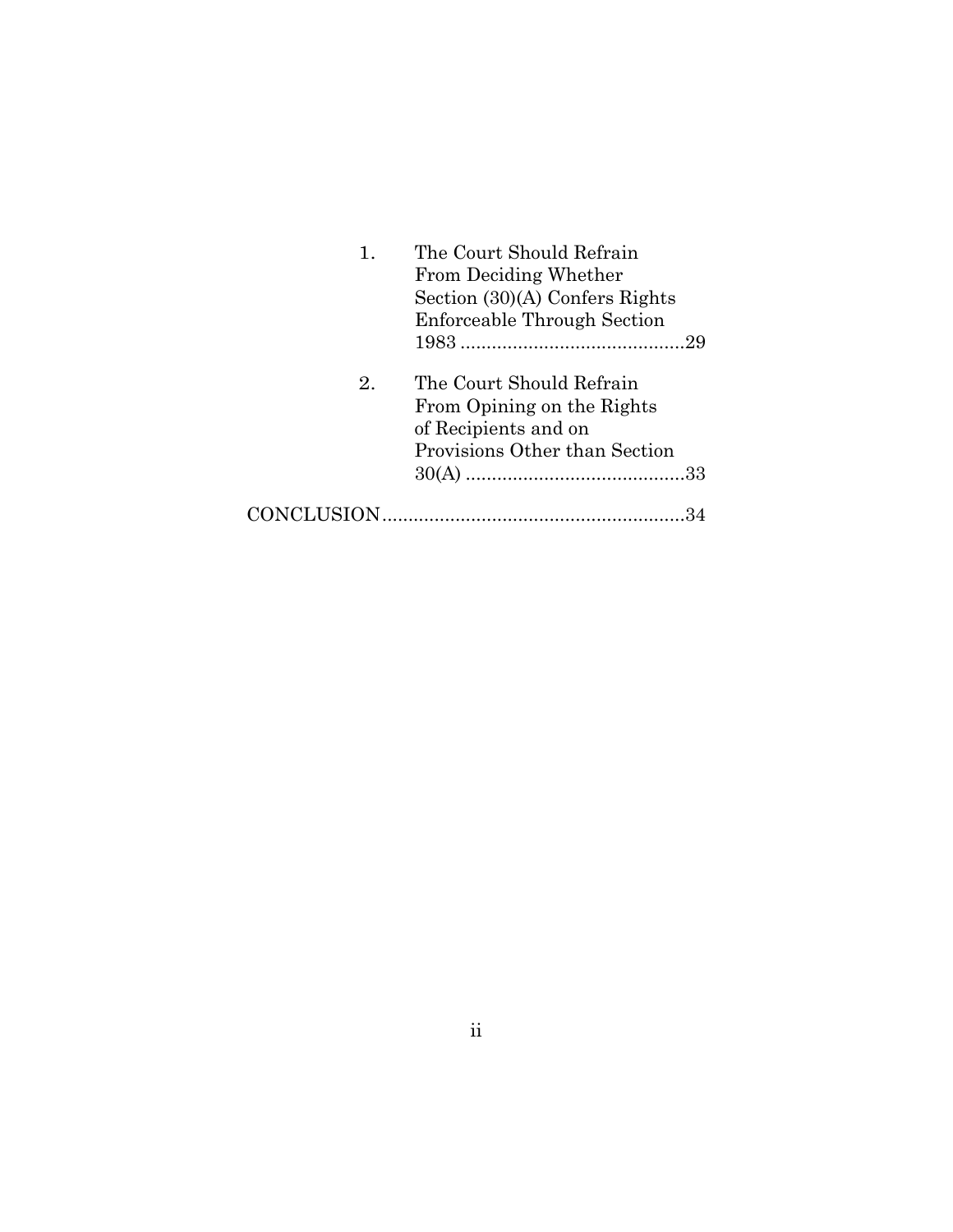1. The Court Should Refrain From Deciding Whether Section (30)(A) Confers Rights Enforceable Through Section 1983 .......................................... 29

2. The Court Should Refrain From Opining on the Rights of Recipients and on Provisions Other than Section 30(A) .......................................... 33

CONCLUSION .......................................................... 34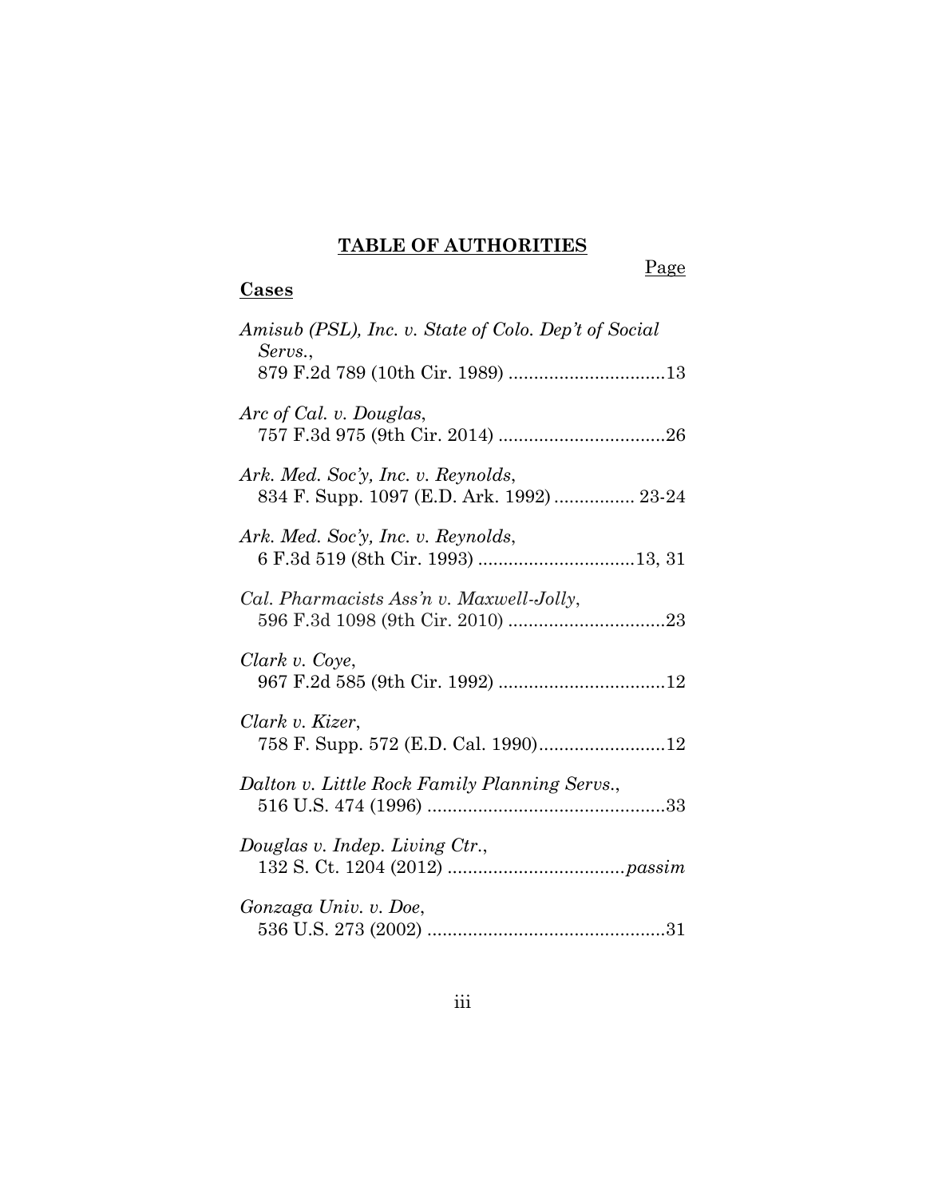**TABLE OF AUTHORITIES**

Page

**Cases**

*Amisub (PSL), Inc. v. State of Colo. Dep't of Social Servs.*,
879 F.2d 789 (10th Cir. 1989) ..............................13

*Arc of Cal. v. Douglas*,
757 F.3d 975 (9th Cir. 2014) ................................26

*Ark. Med. Soc'y, Inc. v. Reynolds*,
834 F. Supp. 1097 (E.D. Ark. 1992) ................ 23-24

*Ark. Med. Soc'y, Inc. v. Reynolds*,
6 F.3d 519 (8th Cir. 1993) ..............................13, 31

*Cal. Pharmacists Ass'n v. Maxwell-Jolly*,
596 F.3d 1098 (9th Cir. 2010) ..............................23

*Clark v. Coye*,
967 F.2d 585 (9th Cir. 1992) ................................12

*Clark v. Kizer*,
758 F. Supp. 572 (E.D. Cal. 1990).........................12

*Dalton v. Little Rock Family Planning Servs.*,
516 U.S. 474 (1996) ..............................................33

*Douglas v. Indep. Living Ctr.*,
132 S. Ct. 1204 (2012) ..................................*passim*

*Gonzaga Univ. v. Doe*,
536 U.S. 273 (2002) ..............................................31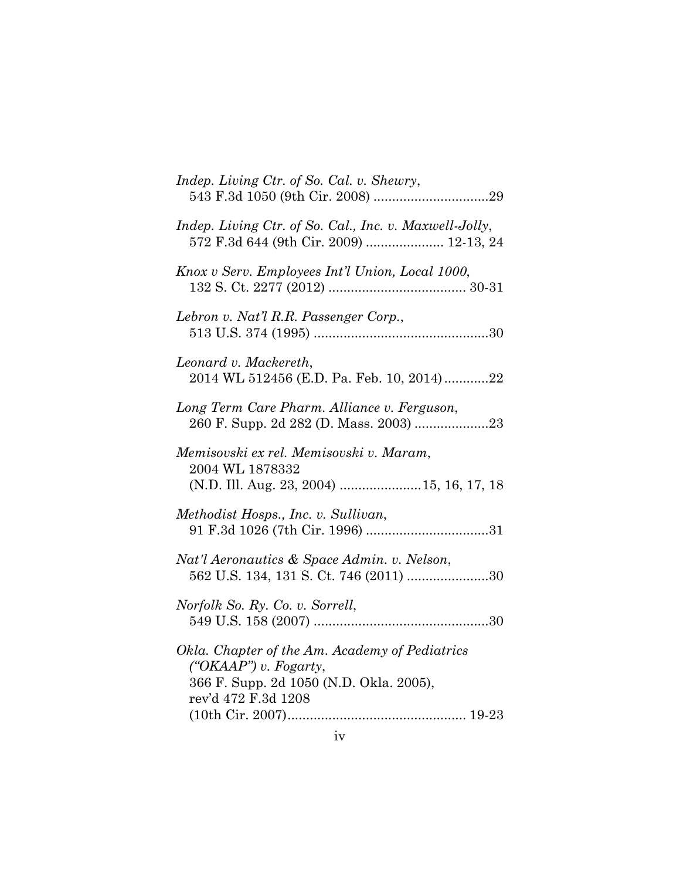*Indep. Living Ctr. of So. Cal. v. Shewry*,
543 F.3d 1050 (9th Cir. 2008) ...............................29

*Indep. Living Ctr. of So. Cal., Inc. v. Maxwell-Jolly*,
572 F.3d 644 (9th Cir. 2009) ..................... 12-13, 24

*Knox v Serv. Employees Int'l Union, Local 1000*,
132 S. Ct. 2277 (2012) ..................................... 30-31

*Lebron v. Nat'l R.R. Passenger Corp.*,
513 U.S. 374 (1995) ...............................................30

*Leonard v. Mackereth*,
2014 WL 512456 (E.D. Pa. Feb. 10, 2014)............22

*Long Term Care Pharm. Alliance v. Ferguson*,
260 F. Supp. 2d 282 (D. Mass. 2003) ....................23

*Memisovski ex rel. Memisovski v. Maram*,
2004 WL 1878332
(N.D. Ill. Aug. 23, 2004) ......................15, 16, 17, 18

*Methodist Hosps., Inc. v. Sullivan*,
91 F.3d 1026 (7th Cir. 1996) .................................31

*Nat'l Aeronautics & Space Admin. v. Nelson*,
562 U.S. 134, 131 S. Ct. 746 (2011) ......................30

*Norfolk So. Ry. Co. v. Sorrell*,
549 U.S. 158 (2007) ...............................................30

*Okla. Chapter of the Am. Academy of Pediatrics ("OKAAP") v. Fogarty*,
366 F. Supp. 2d 1050 (N.D. Okla. 2005),
rev'd 472 F.3d 1208
(10th Cir. 2007)................................................ 19-23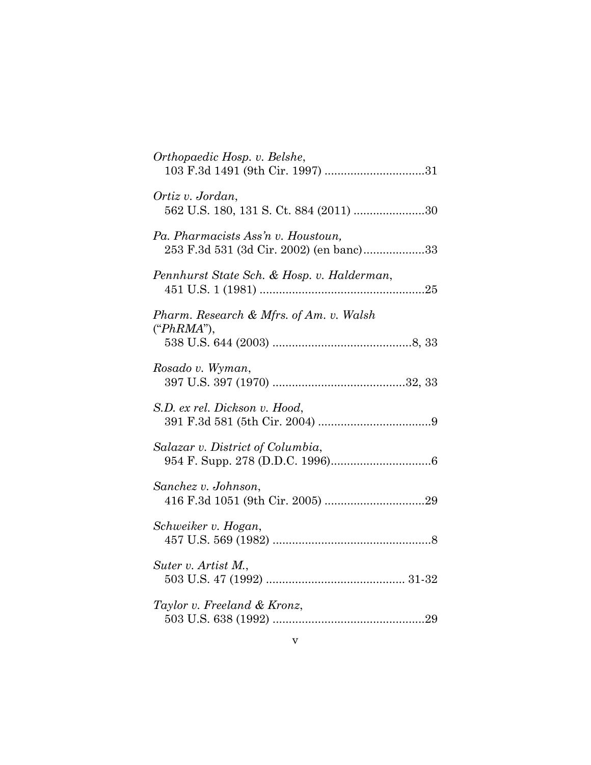*Orthopaedic Hosp. v. Belshe*,
103 F.3d 1491 (9th Cir. 1997) ...............................31

*Ortiz v. Jordan*,
562 U.S. 180, 131 S. Ct. 884 (2011) ......................30

*Pa. Pharmacists Ass'n v. Houstoun,*
253 F.3d 531 (3d Cir. 2002) (en banc)...................33

*Pennhurst State Sch. & Hosp. v. Halderman*,
451 U.S. 1 (1981) ...................................................25

*Pharm. Research & Mfrs. of Am. v. Walsh* ("*PhRMA*"),
538 U.S. 644 (2003) ...........................................8, 33

*Rosado v. Wyman*,
397 U.S. 397 (1970) .........................................32, 33

*S.D. ex rel. Dickson v. Hood*,
391 F.3d 581 (5th Cir. 2004) ...................................9

*Salazar v. District of Columbia*,
954 F. Supp. 278 (D.D.C. 1996)...............................6

*Sanchez v. Johnson*,
416 F.3d 1051 (9th Cir. 2005) ...............................29

*Schweiker v. Hogan*,
457 U.S. 569 (1982) .................................................8

*Suter v. Artist M.*,
503 U.S. 47 (1992) ........................................... 31-32

*Taylor v. Freeland & Kronz*,
503 U.S. 638 (1992) ...............................................29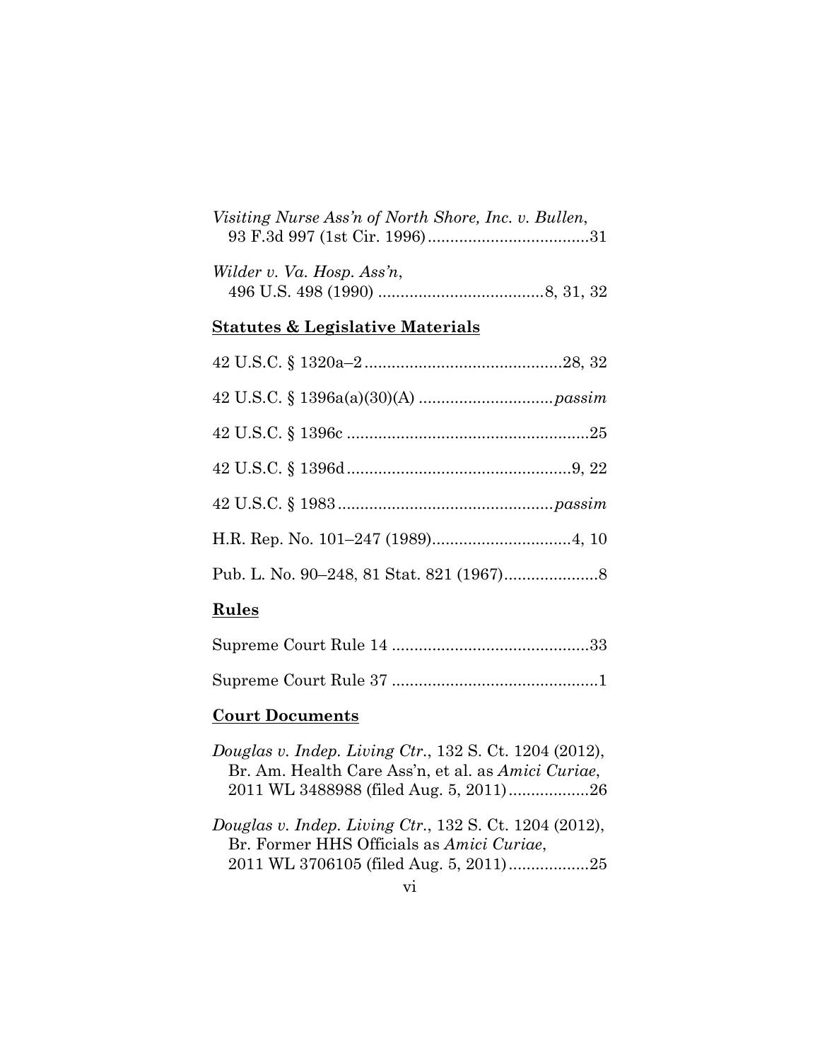*Visiting Nurse Ass'n of North Shore, Inc. v. Bullen*, 93 F.3d 997 (1st Cir. 1996) .................................... 31

*Wilder v. Va. Hosp. Ass'n*, 496 U.S. 498 (1990) .................................... 8, 31, 32

**Statutes & Legislative Materials**

42 U.S.C. § 1320a–2 ............................................ 28, 32

42 U.S.C. § 1396a(a)(30)(A) .............................. *passim*

42 U.S.C. § 1396c ...................................................... 25

42 U.S.C. § 1396d .................................................. 9, 22

42 U.S.C. § 1983 ............................................... *passim*

H.R. Rep. No. 101–247 (1989) ............................... 4, 10

Pub. L. No. 90–248, 81 Stat. 821 (1967) ..................... 8

**Rules**

Supreme Court Rule 14 ............................................ 33

Supreme Court Rule 37 .............................................. 1

**Court Documents**

*Douglas v. Indep. Living Ctr.*, 132 S. Ct. 1204 (2012), Br. Am. Health Care Ass'n, et al. as *Amici Curiae*, 2011 WL 3488988 (filed Aug. 5, 2011) .................. 26

*Douglas v. Indep. Living Ctr.*, 132 S. Ct. 1204 (2012), Br. Former HHS Officials as *Amici Curiae*, 2011 WL 3706105 (filed Aug. 5, 2011) .................. 25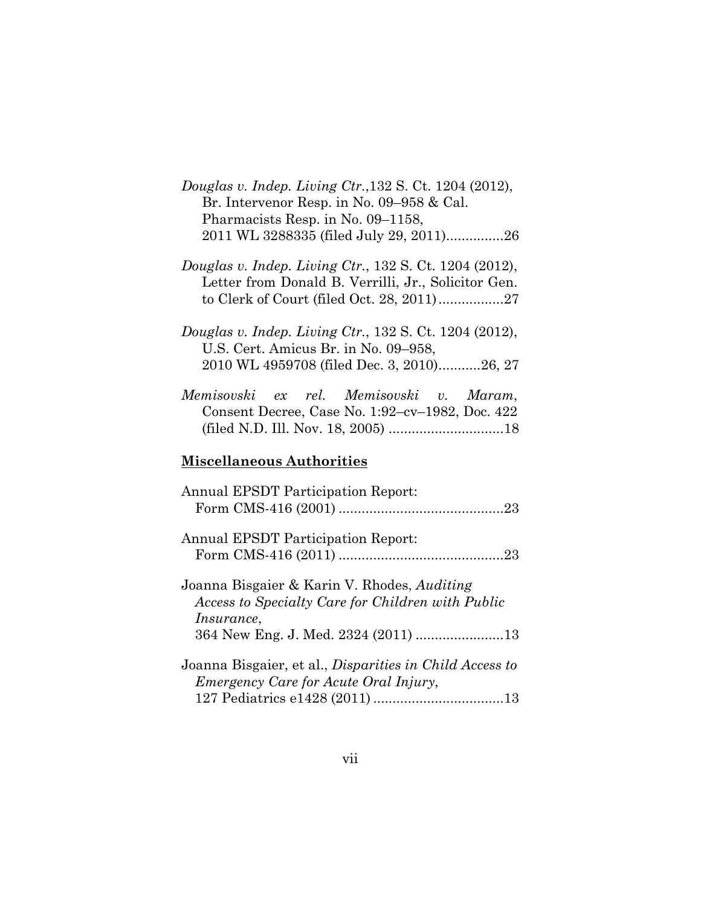*Douglas v. Indep. Living Ctr.*,132 S. Ct. 1204 (2012), Br. Intervenor Resp. in No. 09–958 & Cal. Pharmacists Resp. in No. 09–1158, 2011 WL 3288335 (filed July 29, 2011)...............26

*Douglas v. Indep. Living Ctr.*, 132 S. Ct. 1204 (2012), Letter from Donald B. Verrilli, Jr., Solicitor Gen. to Clerk of Court (filed Oct. 28, 2011).................27

*Douglas v. Indep. Living Ctr.*, 132 S. Ct. 1204 (2012), U.S. Cert. Amicus Br. in No. 09–958, 2010 WL 4959708 (filed Dec. 3, 2010)...........26, 27

*Memisovski ex rel. Memisovski v. Maram*, Consent Decree, Case No. 1:92–cv–1982, Doc. 422 (filed N.D. Ill. Nov. 18, 2005) ..............................18

**Miscellaneous Authorities**

Annual EPSDT Participation Report: Form CMS-416 (2001) ...........................................23

Annual EPSDT Participation Report: Form CMS-416 (2011) ...........................................23

Joanna Bisgaier & Karin V. Rhodes, *Auditing Access to Specialty Care for Children with Public Insurance*, 364 New Eng. J. Med. 2324 (2011) .......................13

Joanna Bisgaier, et al., *Disparities in Child Access to Emergency Care for Acute Oral Injury*, 127 Pediatrics e1428 (2011) ..................................13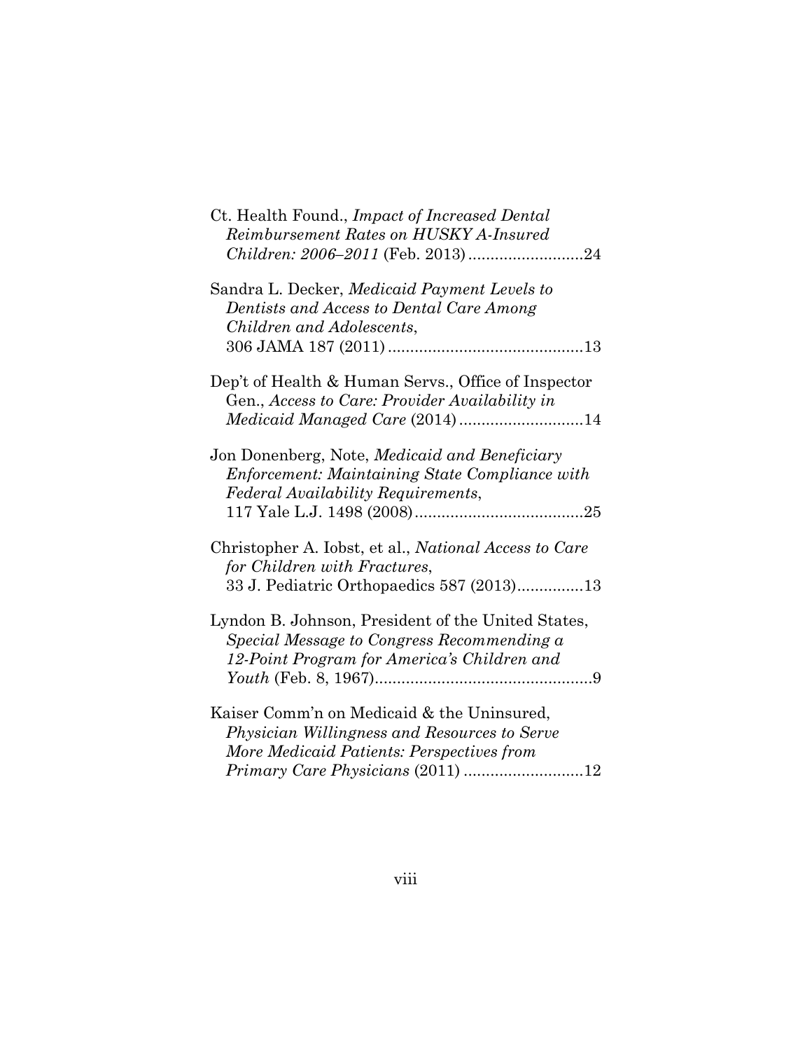Ct. Health Found., *Impact of Increased Dental Reimbursement Rates on HUSKY A-Insured Children: 2006–2011* (Feb. 2013) ..........................24

Sandra L. Decker, *Medicaid Payment Levels to Dentists and Access to Dental Care Among Children and Adolescents*, 306 JAMA 187 (2011) ............................................13

Dep't of Health & Human Servs., Office of Inspector Gen., *Access to Care: Provider Availability in Medicaid Managed Care* (2014) ............................14

Jon Donenberg, Note, *Medicaid and Beneficiary Enforcement: Maintaining State Compliance with Federal Availability Requirements*, 117 Yale L.J. 1498 (2008)......................................25

Christopher A. Iobst, et al., *National Access to Care for Children with Fractures*, 33 J. Pediatric Orthopaedics 587 (2013)...............13

Lyndon B. Johnson, President of the United States, *Special Message to Congress Recommending a 12-Point Program for America's Children and Youth* (Feb. 8, 1967).................................................9

Kaiser Comm'n on Medicaid & the Uninsured, *Physician Willingness and Resources to Serve More Medicaid Patients: Perspectives from Primary Care Physicians* (2011) ...........................12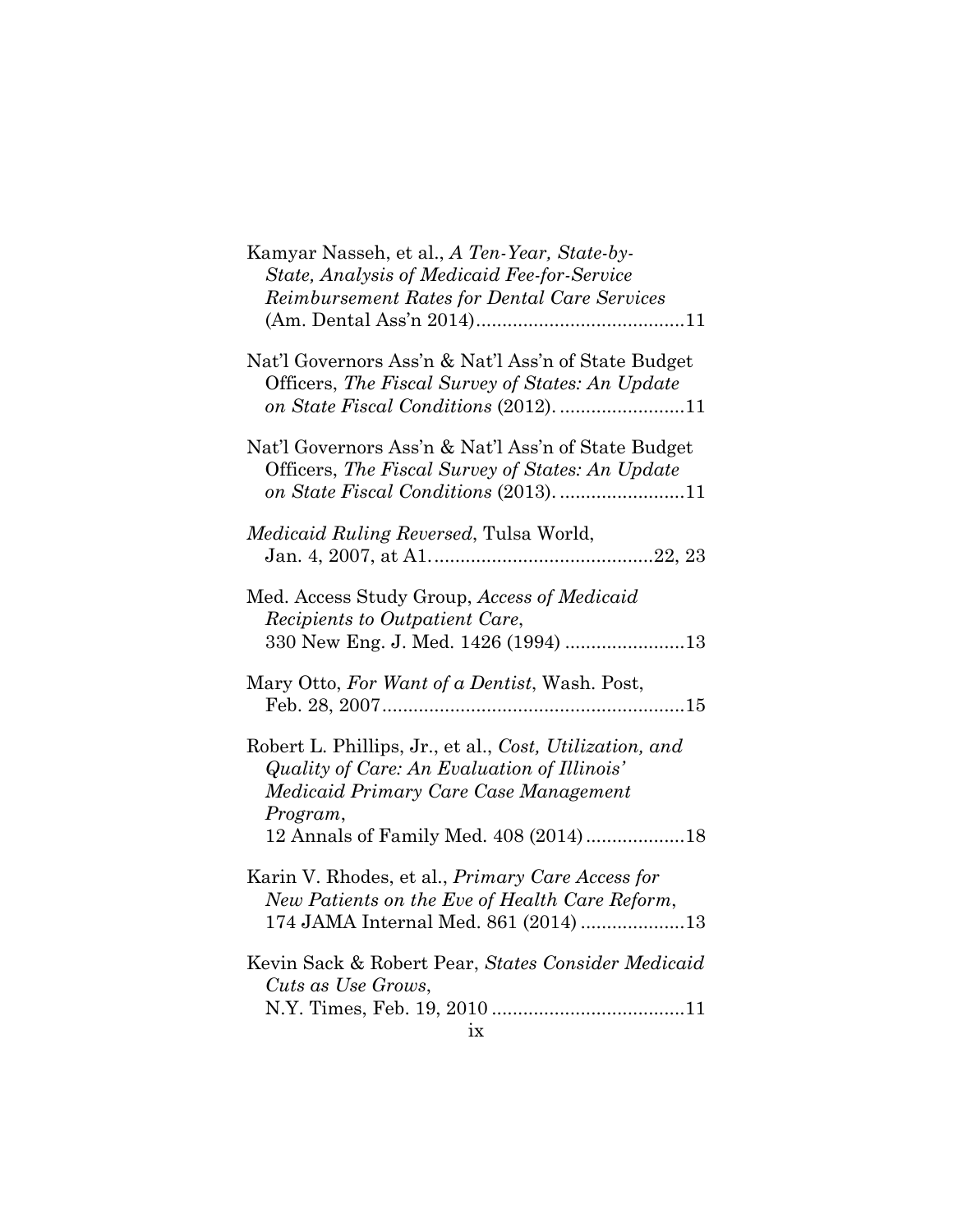Kamyar Nasseh, et al., *A Ten-Year, State-by-State, Analysis of Medicaid Fee-for-Service Reimbursement Rates for Dental Care Services* (Am. Dental Ass'n 2014)........................................11

Nat'l Governors Ass'n & Nat'l Ass'n of State Budget Officers, *The Fiscal Survey of States: An Update on State Fiscal Conditions* (2012). ........................11

Nat'l Governors Ass'n & Nat'l Ass'n of State Budget Officers, *The Fiscal Survey of States: An Update on State Fiscal Conditions* (2013). ........................11

*Medicaid Ruling Reversed*, Tulsa World, Jan. 4, 2007, at A1. ..........................................22, 23

Med. Access Study Group, *Access of Medicaid Recipients to Outpatient Care*, 330 New Eng. J. Med. 1426 (1994) .......................13

Mary Otto, *For Want of a Dentist*, Wash. Post, Feb. 28, 2007..........................................................15

Robert L. Phillips, Jr., et al., *Cost, Utilization, and Quality of Care: An Evaluation of Illinois' Medicaid Primary Care Case Management Program*, 12 Annals of Family Med. 408 (2014)...................18

Karin V. Rhodes, et al., *Primary Care Access for New Patients on the Eve of Health Care Reform*, 174 JAMA Internal Med. 861 (2014) ....................13

Kevin Sack & Robert Pear, *States Consider Medicaid Cuts as Use Grows*, N.Y. Times, Feb. 19, 2010 .....................................11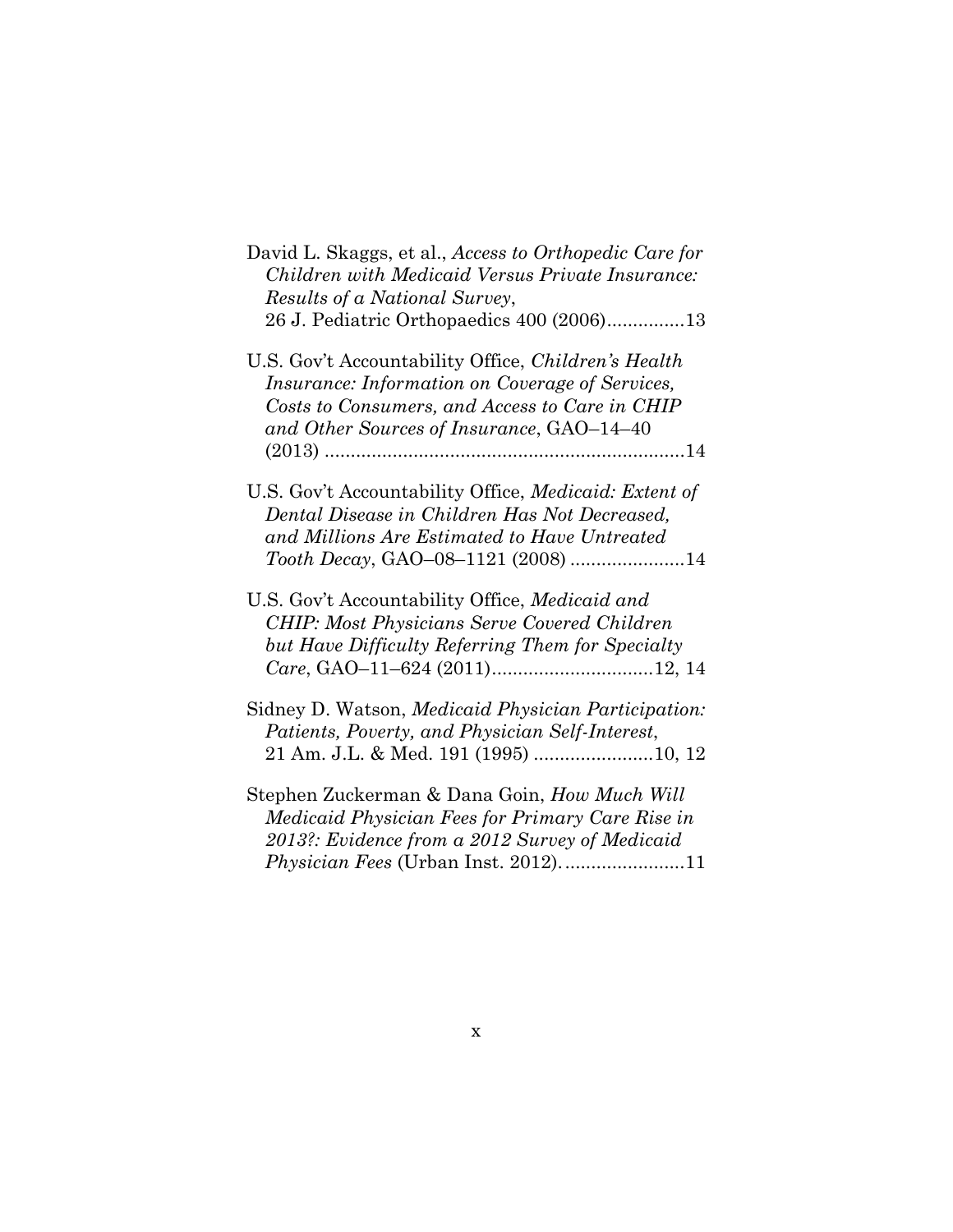David L. Skaggs, et al., *Access to Orthopedic Care for Children with Medicaid Versus Private Insurance: Results of a National Survey*, 26 J. Pediatric Orthopaedics 400 (2006)...............13

U.S. Gov't Accountability Office, *Children's Health Insurance: Information on Coverage of Services, Costs to Consumers, and Access to Care in CHIP and Other Sources of Insurance*, GAO–14–40 (2013) .....................................................................14

U.S. Gov't Accountability Office, *Medicaid: Extent of Dental Disease in Children Has Not Decreased, and Millions Are Estimated to Have Untreated Tooth Decay*, GAO–08–1121 (2008) ......................14

U.S. Gov't Accountability Office, *Medicaid and CHIP: Most Physicians Serve Covered Children but Have Difficulty Referring Them for Specialty Care*, GAO–11–624 (2011)...............................12, 14

Sidney D. Watson, *Medicaid Physician Participation: Patients, Poverty, and Physician Self-Interest*, 21 Am. J.L. & Med. 191 (1995) .......................10, 12

Stephen Zuckerman & Dana Goin, *How Much Will Medicaid Physician Fees for Primary Care Rise in 2013?: Evidence from a 2012 Survey of Medicaid Physician Fees* (Urban Inst. 2012)........................11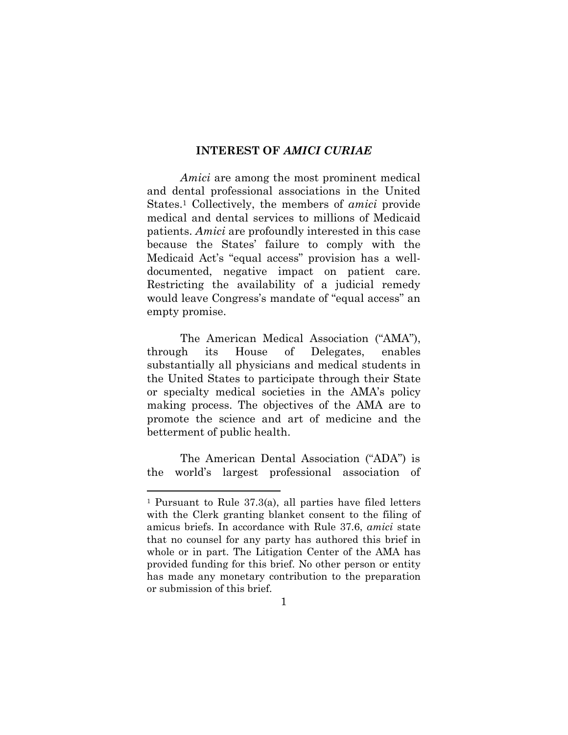## INTEREST OF *AMICI CURIAE*

*Amici* are among the most prominent medical and dental professional associations in the United States.[1] Collectively, the members of *amici* provide medical and dental services to millions of Medicaid patients. *Amici* are profoundly interested in this case because the States' failure to comply with the Medicaid Act's "equal access" provision has a well-documented, negative impact on patient care. Restricting the availability of a judicial remedy would leave Congress's mandate of "equal access" an empty promise.

The American Medical Association ("AMA"), through its House of Delegates, enables substantially all physicians and medical students in the United States to participate through their State or specialty medical societies in the AMA's policy making process. The objectives of the AMA are to promote the science and art of medicine and the betterment of public health.

The American Dental Association ("ADA") is the world's largest professional association of

[1] Pursuant to Rule 37.3(a), all parties have filed letters with the Clerk granting blanket consent to the filing of amicus briefs. In accordance with Rule 37.6, *amici* state that no counsel for any party has authored this brief in whole or in part. The Litigation Center of the AMA has provided funding for this brief. No other person or entity has made any monetary contribution to the preparation or submission of this brief.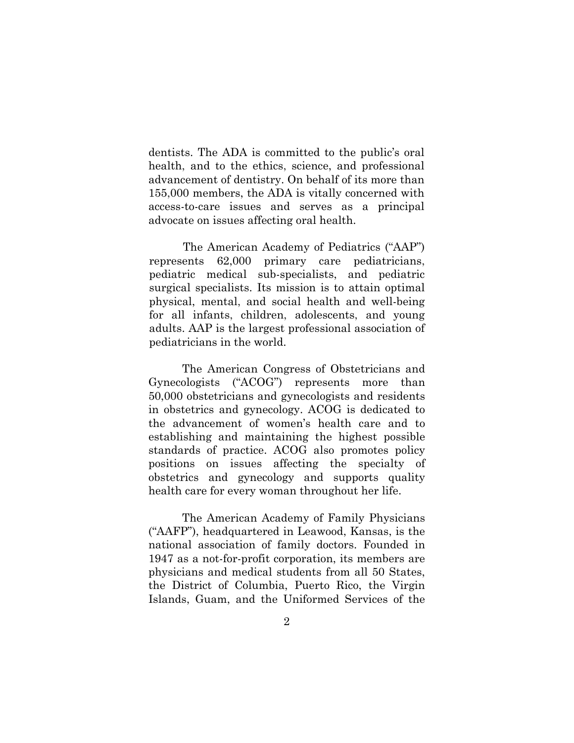dentists. The ADA is committed to the public's oral health, and to the ethics, science, and professional advancement of dentistry. On behalf of its more than 155,000 members, the ADA is vitally concerned with access-to-care issues and serves as a principal advocate on issues affecting oral health.

The American Academy of Pediatrics ("AAP") represents 62,000 primary care pediatricians, pediatric medical sub-specialists, and pediatric surgical specialists. Its mission is to attain optimal physical, mental, and social health and well-being for all infants, children, adolescents, and young adults. AAP is the largest professional association of pediatricians in the world.

The American Congress of Obstetricians and Gynecologists ("ACOG") represents more than 50,000 obstetricians and gynecologists and residents in obstetrics and gynecology. ACOG is dedicated to the advancement of women's health care and to establishing and maintaining the highest possible standards of practice. ACOG also promotes policy positions on issues affecting the specialty of obstetrics and gynecology and supports quality health care for every woman throughout her life.

The American Academy of Family Physicians ("AAFP"), headquartered in Leawood, Kansas, is the national association of family doctors. Founded in 1947 as a not-for-profit corporation, its members are physicians and medical students from all 50 States, the District of Columbia, Puerto Rico, the Virgin Islands, Guam, and the Uniformed Services of the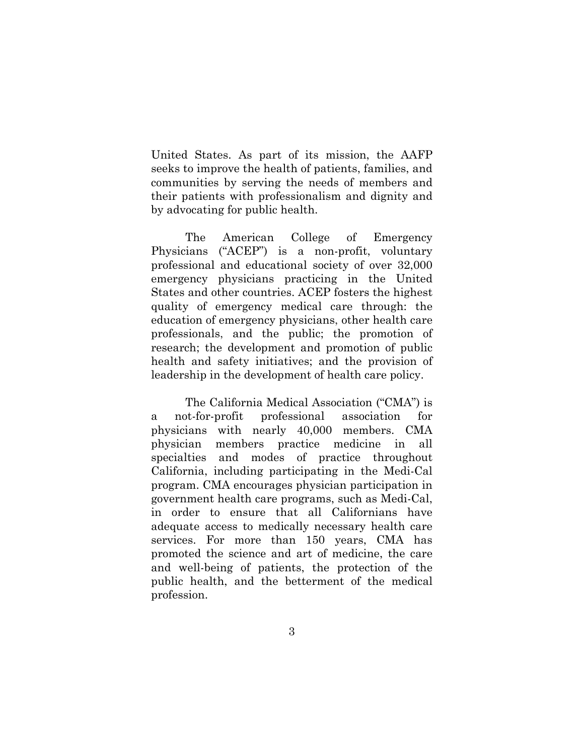United States. As part of its mission, the AAFP seeks to improve the health of patients, families, and communities by serving the needs of members and their patients with professionalism and dignity and by advocating for public health.

The American College of Emergency Physicians ("ACEP") is a non-profit, voluntary professional and educational society of over 32,000 emergency physicians practicing in the United States and other countries. ACEP fosters the highest quality of emergency medical care through: the education of emergency physicians, other health care professionals, and the public; the promotion of research; the development and promotion of public health and safety initiatives; and the provision of leadership in the development of health care policy.

The California Medical Association ("CMA") is a not-for-profit professional association for physicians with nearly 40,000 members. CMA physician members practice medicine in all specialties and modes of practice throughout California, including participating in the Medi-Cal program. CMA encourages physician participation in government health care programs, such as Medi-Cal, in order to ensure that all Californians have adequate access to medically necessary health care services. For more than 150 years, CMA has promoted the science and art of medicine, the care and well-being of patients, the protection of the public health, and the betterment of the medical profession.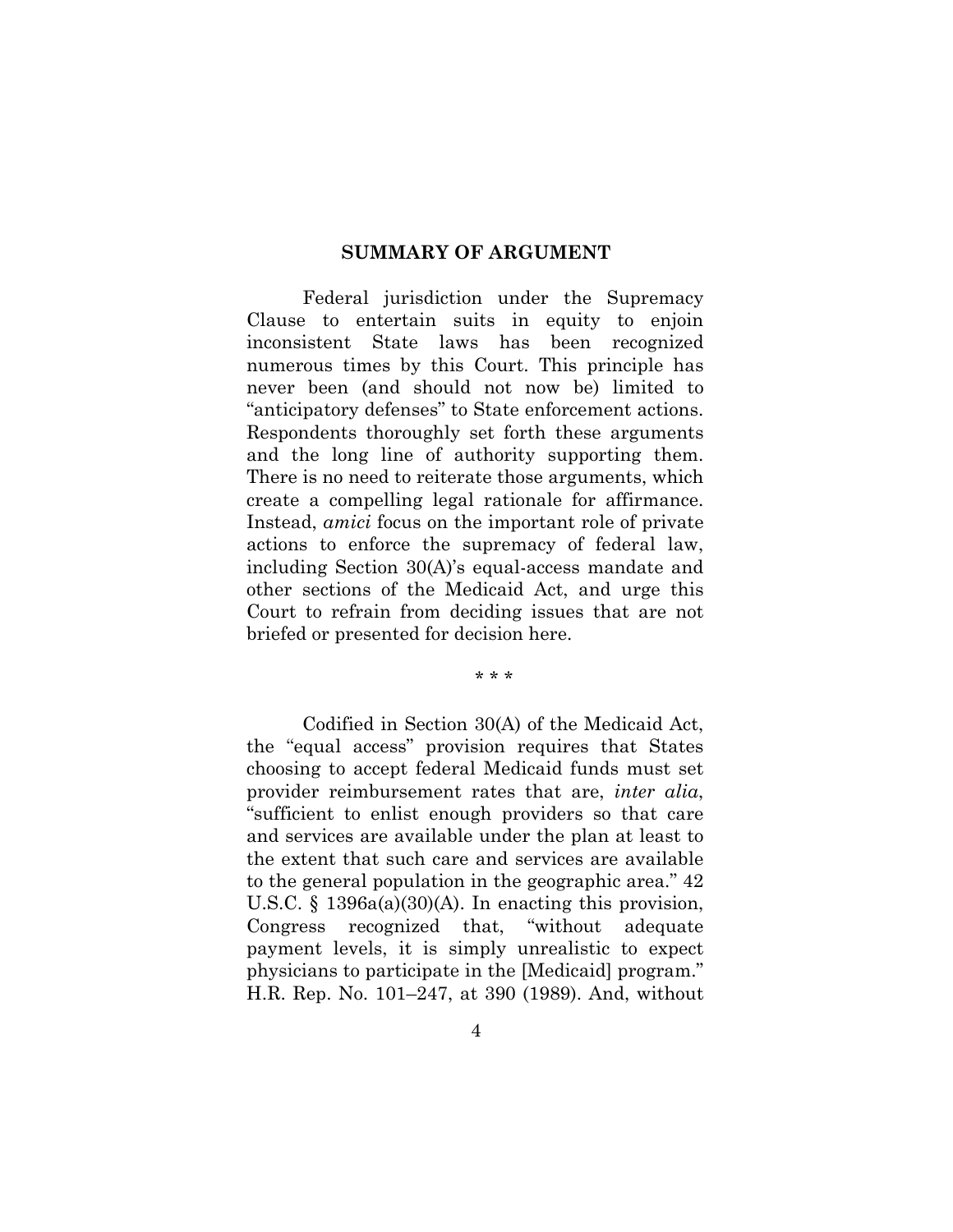## SUMMARY OF ARGUMENT

Federal jurisdiction under the Supremacy Clause to entertain suits in equity to enjoin inconsistent State laws has been recognized numerous times by this Court. This principle has never been (and should not now be) limited to "anticipatory defenses" to State enforcement actions. Respondents thoroughly set forth these arguments and the long line of authority supporting them. There is no need to reiterate those arguments, which create a compelling legal rationale for affirmance. Instead, *amici* focus on the important role of private actions to enforce the supremacy of federal law, including Section 30(A)'s equal-access mandate and other sections of the Medicaid Act, and urge this Court to refrain from deciding issues that are not briefed or presented for decision here.

\* \* \*

Codified in Section 30(A) of the Medicaid Act, the "equal access" provision requires that States choosing to accept federal Medicaid funds must set provider reimbursement rates that are, *inter alia*, "sufficient to enlist enough providers so that care and services are available under the plan at least to the extent that such care and services are available to the general population in the geographic area." 42 U.S.C. § 1396a(a)(30)(A). In enacting this provision, Congress recognized that, "without adequate payment levels, it is simply unrealistic to expect physicians to participate in the [Medicaid] program." H.R. Rep. No. 101–247, at 390 (1989). And, without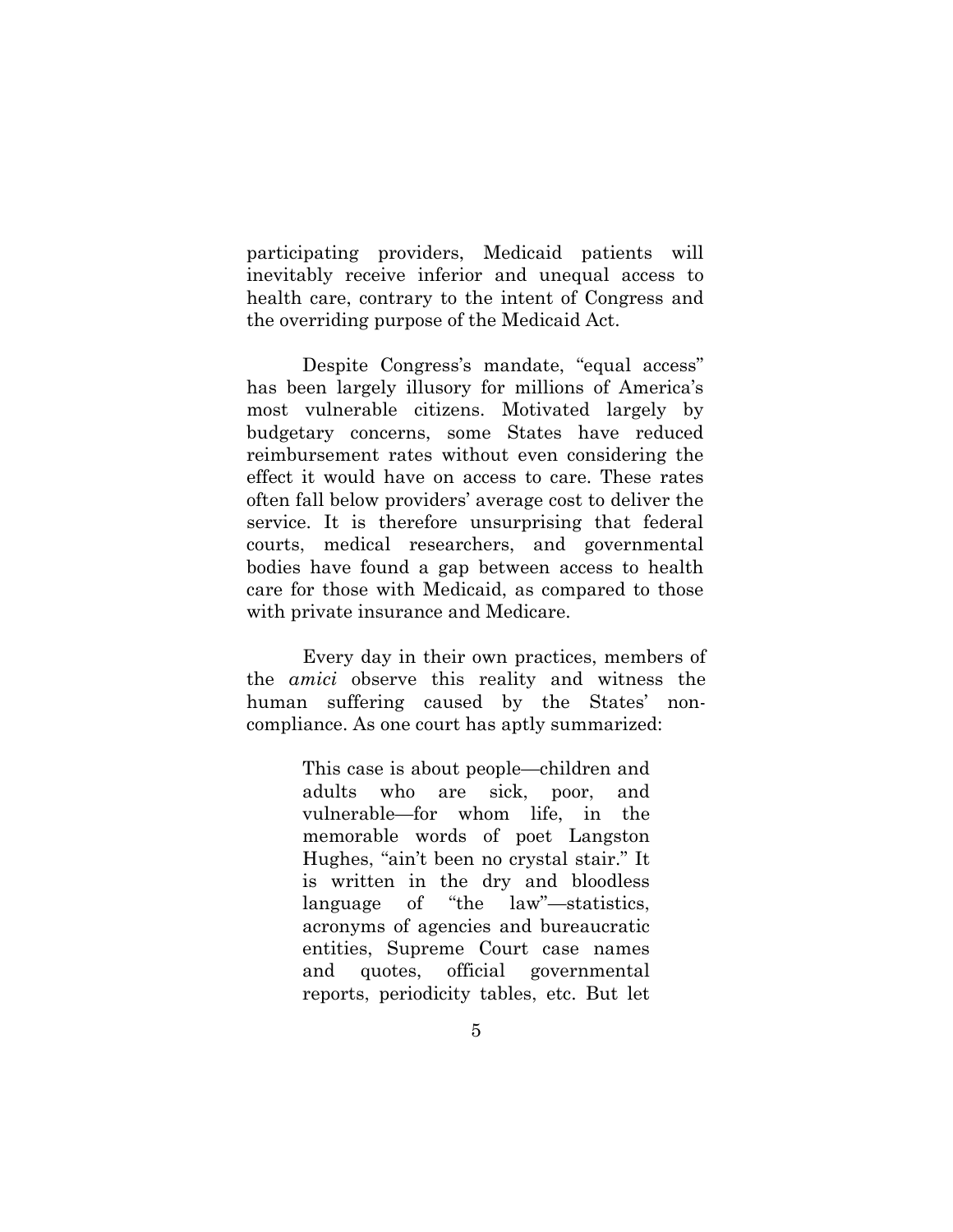participating providers, Medicaid patients will inevitably receive inferior and unequal access to health care, contrary to the intent of Congress and the overriding purpose of the Medicaid Act.

Despite Congress's mandate, "equal access" has been largely illusory for millions of America's most vulnerable citizens. Motivated largely by budgetary concerns, some States have reduced reimbursement rates without even considering the effect it would have on access to care. These rates often fall below providers' average cost to deliver the service. It is therefore unsurprising that federal courts, medical researchers, and governmental bodies have found a gap between access to health care for those with Medicaid, as compared to those with private insurance and Medicare.

Every day in their own practices, members of the *amici* observe this reality and witness the human suffering caused by the States' non-compliance. As one court has aptly summarized:

> This case is about people—children and adults who are sick, poor, and vulnerable—for whom life, in the memorable words of poet Langston Hughes, "ain't been no crystal stair." It is written in the dry and bloodless language of "the law"—statistics, acronyms of agencies and bureaucratic entities, Supreme Court case names and quotes, official governmental reports, periodicity tables, etc. But let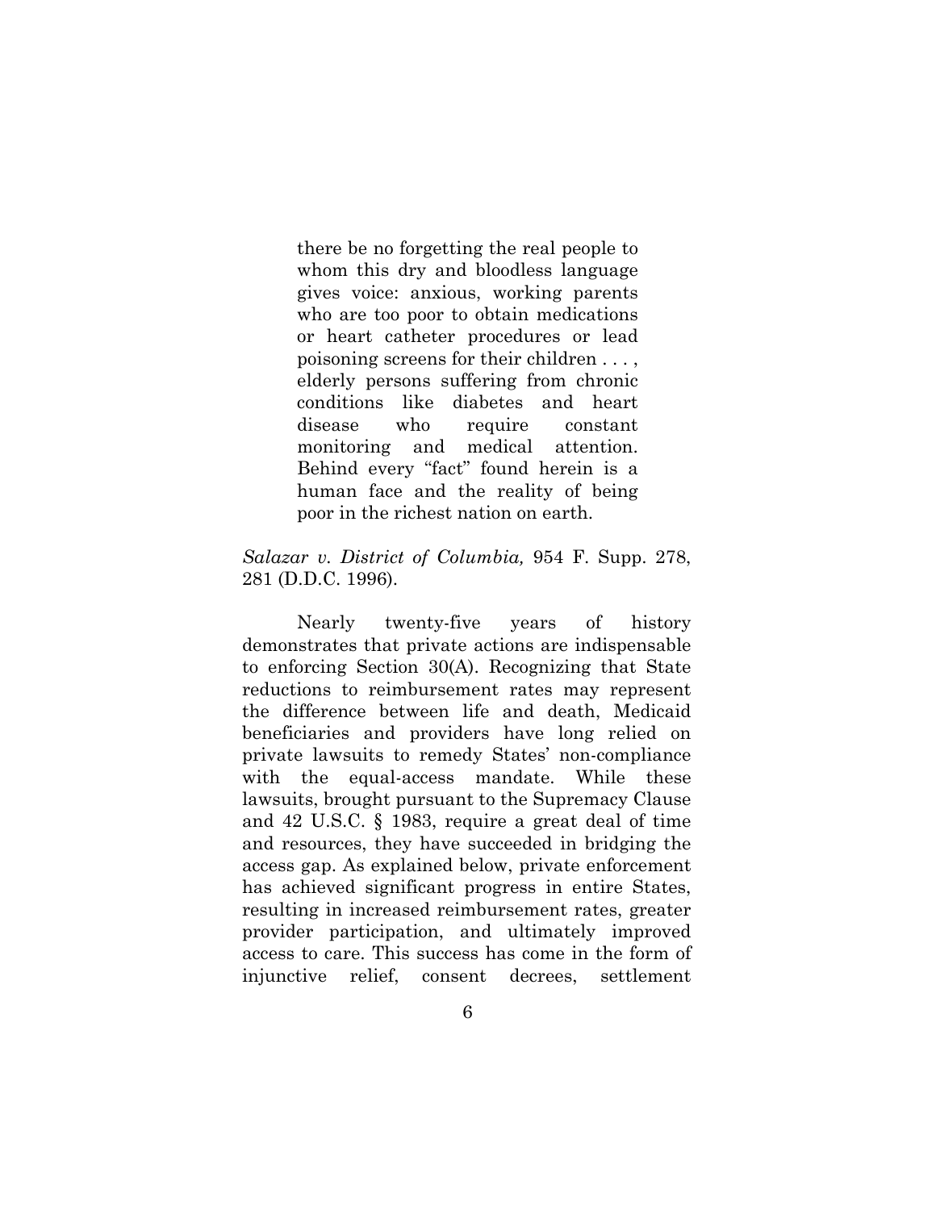> there be no forgetting the real people to whom this dry and bloodless language gives voice: anxious, working parents who are too poor to obtain medications or heart catheter procedures or lead poisoning screens for their children . . . , elderly persons suffering from chronic conditions like diabetes and heart disease who require constant monitoring and medical attention. Behind every "fact" found herein is a human face and the reality of being poor in the richest nation on earth.

*Salazar v. District of Columbia,* 954 F. Supp. 278, 281 (D.D.C. 1996).

Nearly twenty-five years of history demonstrates that private actions are indispensable to enforcing Section 30(A). Recognizing that State reductions to reimbursement rates may represent the difference between life and death, Medicaid beneficiaries and providers have long relied on private lawsuits to remedy States' non-compliance with the equal-access mandate. While these lawsuits, brought pursuant to the Supremacy Clause and 42 U.S.C. § 1983, require a great deal of time and resources, they have succeeded in bridging the access gap. As explained below, private enforcement has achieved significant progress in entire States, resulting in increased reimbursement rates, greater provider participation, and ultimately improved access to care. This success has come in the form of injunctive relief, consent decrees, settlement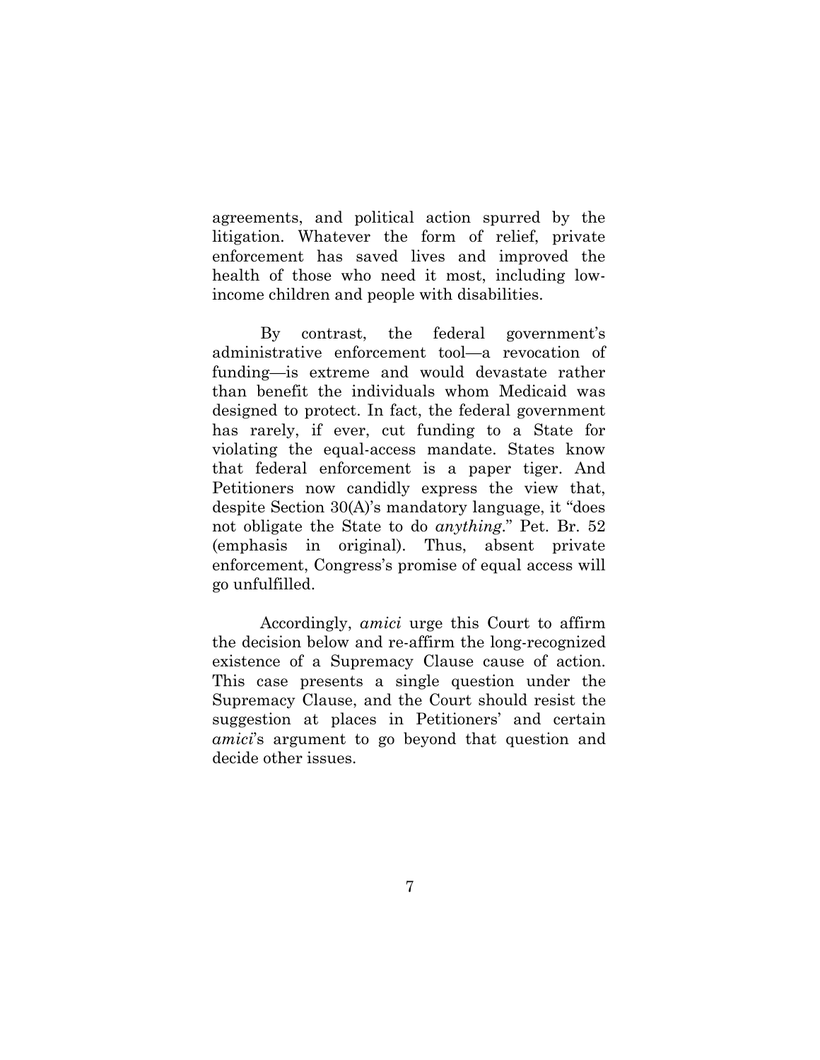agreements, and political action spurred by the litigation. Whatever the form of relief, private enforcement has saved lives and improved the health of those who need it most, including low-income children and people with disabilities.

By contrast, the federal government's administrative enforcement tool—a revocation of funding—is extreme and would devastate rather than benefit the individuals whom Medicaid was designed to protect. In fact, the federal government has rarely, if ever, cut funding to a State for violating the equal-access mandate. States know that federal enforcement is a paper tiger. And Petitioners now candidly express the view that, despite Section 30(A)'s mandatory language, it "does not obligate the State to do *anything*." Pet. Br. 52 (emphasis in original). Thus, absent private enforcement, Congress's promise of equal access will go unfulfilled.

Accordingly, *amici* urge this Court to affirm the decision below and re-affirm the long-recognized existence of a Supremacy Clause cause of action. This case presents a single question under the Supremacy Clause, and the Court should resist the suggestion at places in Petitioners' and certain *amici*'s argument to go beyond that question and decide other issues.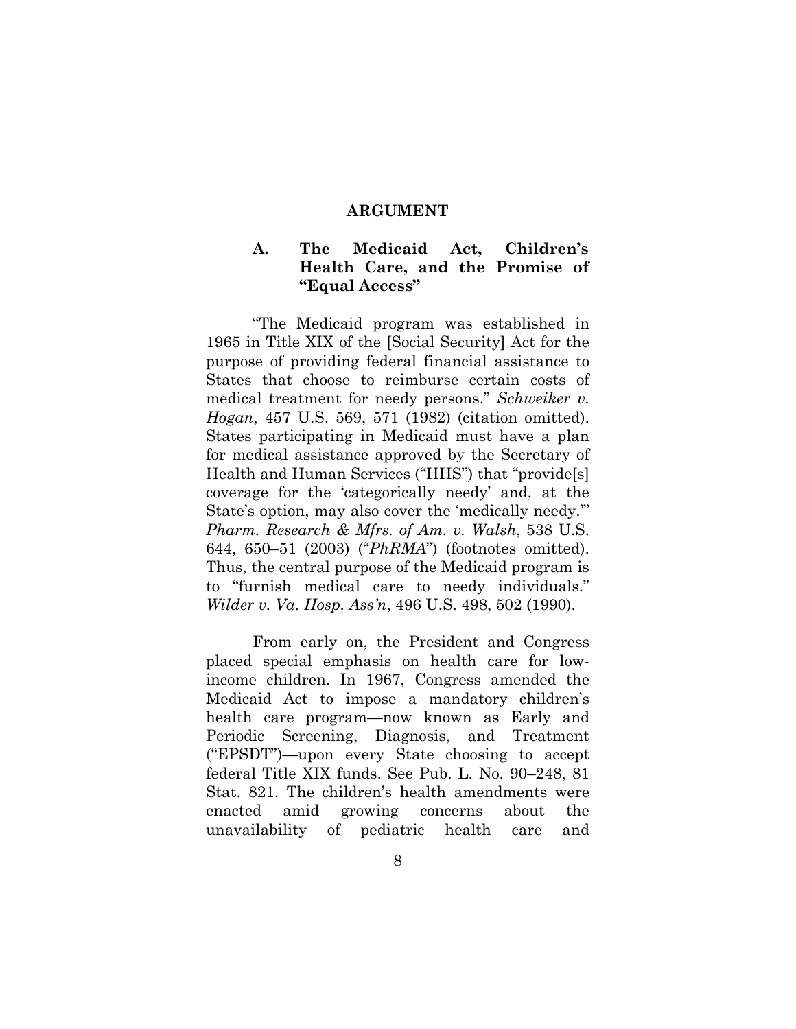# ARGUMENT

## A. The Medicaid Act, Children's Health Care, and the Promise of "Equal Access"

"The Medicaid program was established in 1965 in Title XIX of the [Social Security] Act for the purpose of providing federal financial assistance to States that choose to reimburse certain costs of medical treatment for needy persons." *Schweiker v. Hogan*, 457 U.S. 569, 571 (1982) (citation omitted). States participating in Medicaid must have a plan for medical assistance approved by the Secretary of Health and Human Services ("HHS") that "provide[s] coverage for the 'categorically needy' and, at the State's option, may also cover the 'medically needy.'" *Pharm. Research & Mfrs. of Am. v. Walsh*, 538 U.S. 644, 650–51 (2003) ("*PhRMA*") (footnotes omitted). Thus, the central purpose of the Medicaid program is to "furnish medical care to needy individuals." *Wilder v. Va. Hosp. Ass'n*, 496 U.S. 498, 502 (1990).

From early on, the President and Congress placed special emphasis on health care for low-income children. In 1967, Congress amended the Medicaid Act to impose a mandatory children's health care program—now known as Early and Periodic Screening, Diagnosis, and Treatment ("EPSDT")—upon every State choosing to accept federal Title XIX funds. See Pub. L. No. 90–248, 81 Stat. 821. The children's health amendments were enacted amid growing concerns about the unavailability of pediatric health care and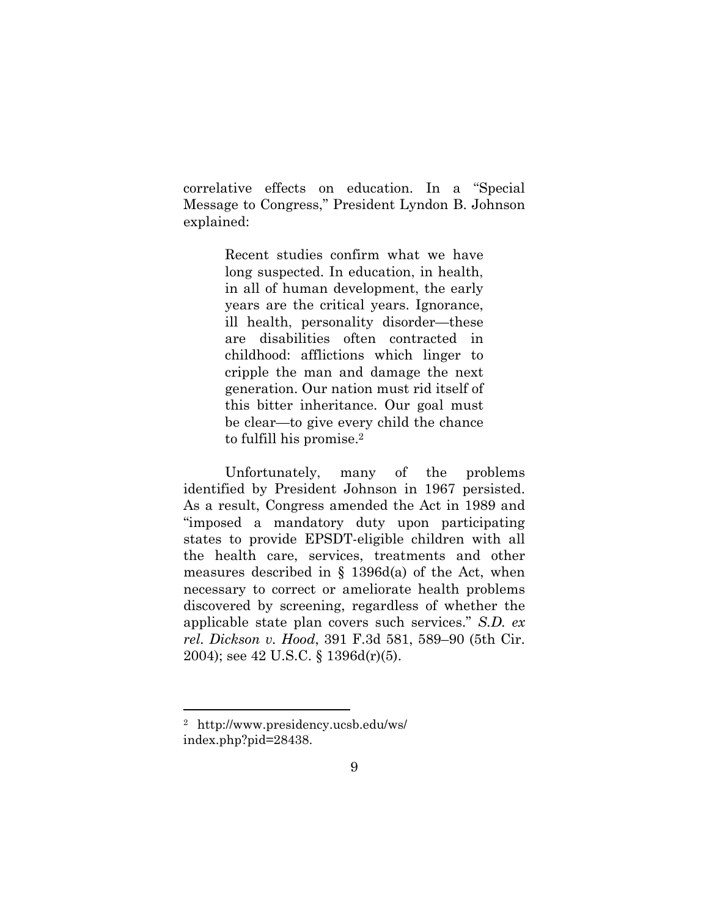correlative effects on education. In a "Special Message to Congress," President Lyndon B. Johnson explained:

> Recent studies confirm what we have long suspected. In education, in health, in all of human development, the early years are the critical years. Ignorance, ill health, personality disorder—these are disabilities often contracted in childhood: afflictions which linger to cripple the man and damage the next generation. Our nation must rid itself of this bitter inheritance. Our goal must be clear—to give every child the chance to fulfill his promise.[2]

Unfortunately, many of the problems identified by President Johnson in 1967 persisted. As a result, Congress amended the Act in 1989 and "imposed a mandatory duty upon participating states to provide EPSDT-eligible children with all the health care, services, treatments and other measures described in § 1396d(a) of the Act, when necessary to correct or ameliorate health problems discovered by screening, regardless of whether the applicable state plan covers such services." *S.D. ex rel. Dickson v. Hood*, 391 F.3d 581, 589–90 (5th Cir. 2004); see 42 U.S.C. § 1396d(r)(5).

---

[2] http://www.presidency.ucsb.edu/ws/index.php?pid=28438.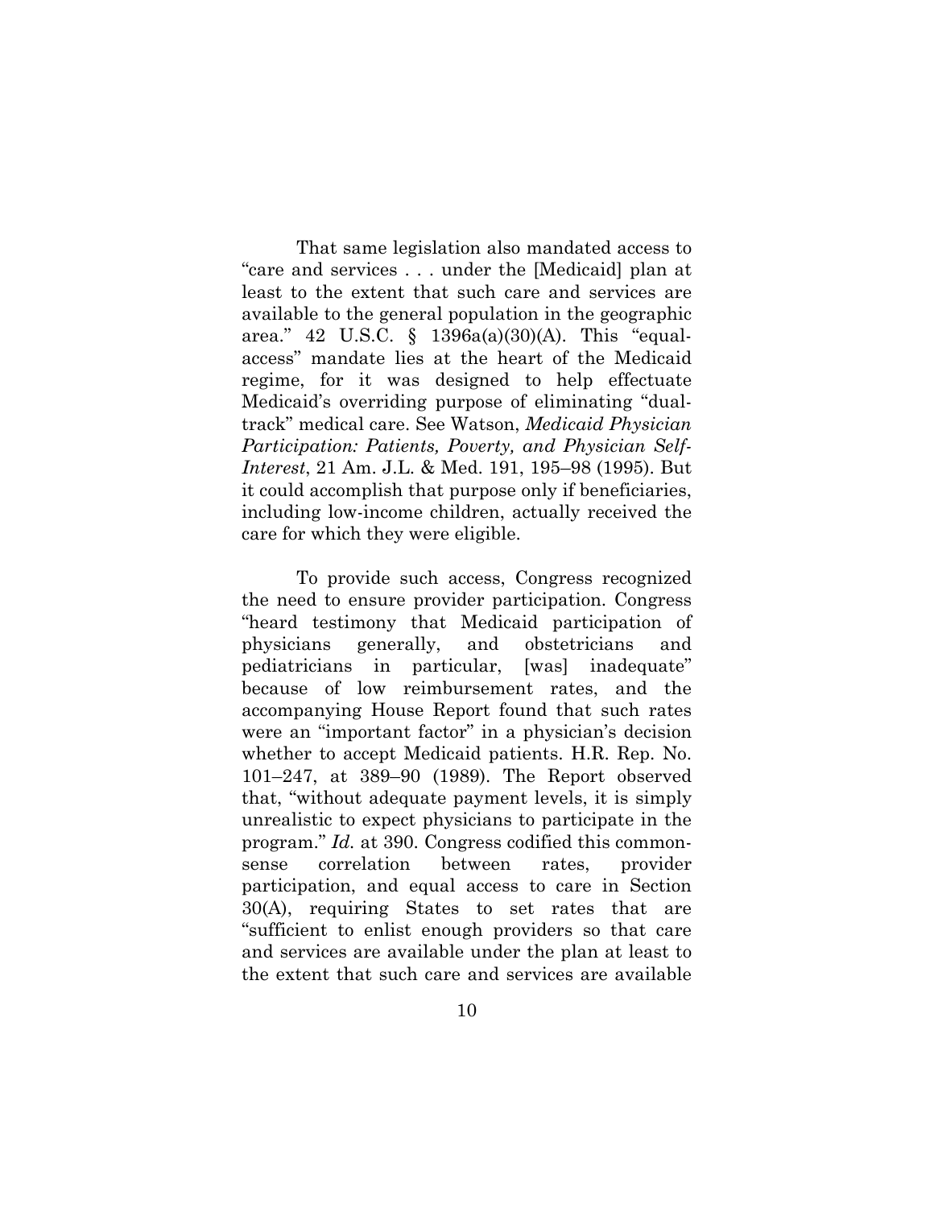That same legislation also mandated access to "care and services . . . under the [Medicaid] plan at least to the extent that such care and services are available to the general population in the geographic area." 42 U.S.C. § 1396a(a)(30)(A). This "equal-access" mandate lies at the heart of the Medicaid regime, for it was designed to help effectuate Medicaid's overriding purpose of eliminating "dual-track" medical care. See Watson, *Medicaid Physician Participation: Patients, Poverty, and Physician Self-Interest*, 21 Am. J.L. & Med. 191, 195–98 (1995). But it could accomplish that purpose only if beneficiaries, including low-income children, actually received the care for which they were eligible.

To provide such access, Congress recognized the need to ensure provider participation. Congress "heard testimony that Medicaid participation of physicians generally, and obstetricians and pediatricians in particular, [was] inadequate" because of low reimbursement rates, and the accompanying House Report found that such rates were an "important factor" in a physician's decision whether to accept Medicaid patients. H.R. Rep. No. 101–247, at 389–90 (1989). The Report observed that, "without adequate payment levels, it is simply unrealistic to expect physicians to participate in the program." *Id.* at 390. Congress codified this common-sense correlation between rates, provider participation, and equal access to care in Section 30(A), requiring States to set rates that are "sufficient to enlist enough providers so that care and services are available under the plan at least to the extent that such care and services are available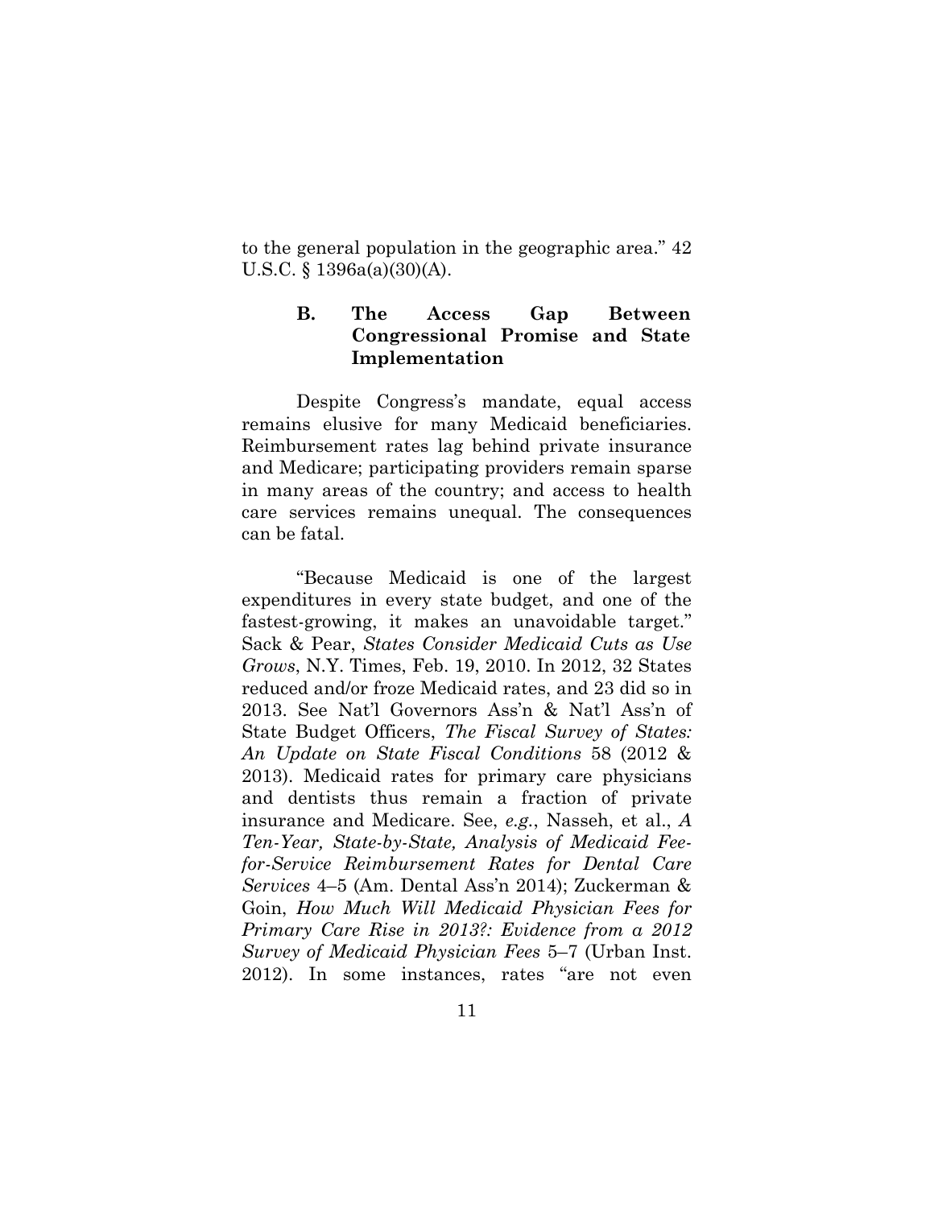to the general population in the geographic area." 42 U.S.C. § 1396a(a)(30)(A).

### B. The Access Gap Between Congressional Promise and State Implementation

Despite Congress's mandate, equal access remains elusive for many Medicaid beneficiaries. Reimbursement rates lag behind private insurance and Medicare; participating providers remain sparse in many areas of the country; and access to health care services remains unequal. The consequences can be fatal.

"Because Medicaid is one of the largest expenditures in every state budget, and one of the fastest-growing, it makes an unavoidable target." Sack & Pear, *States Consider Medicaid Cuts as Use Grows*, N.Y. Times, Feb. 19, 2010. In 2012, 32 States reduced and/or froze Medicaid rates, and 23 did so in 2013. See Nat'l Governors Ass'n & Nat'l Ass'n of State Budget Officers, *The Fiscal Survey of States: An Update on State Fiscal Conditions* 58 (2012 & 2013). Medicaid rates for primary care physicians and dentists thus remain a fraction of private insurance and Medicare. See, *e.g.*, Nasseh, et al., *A Ten-Year, State-by-State, Analysis of Medicaid Fee-for-Service Reimbursement Rates for Dental Care Services* 4–5 (Am. Dental Ass'n 2014); Zuckerman & Goin, *How Much Will Medicaid Physician Fees for Primary Care Rise in 2013?: Evidence from a 2012 Survey of Medicaid Physician Fees* 5–7 (Urban Inst. 2012). In some instances, rates "are not even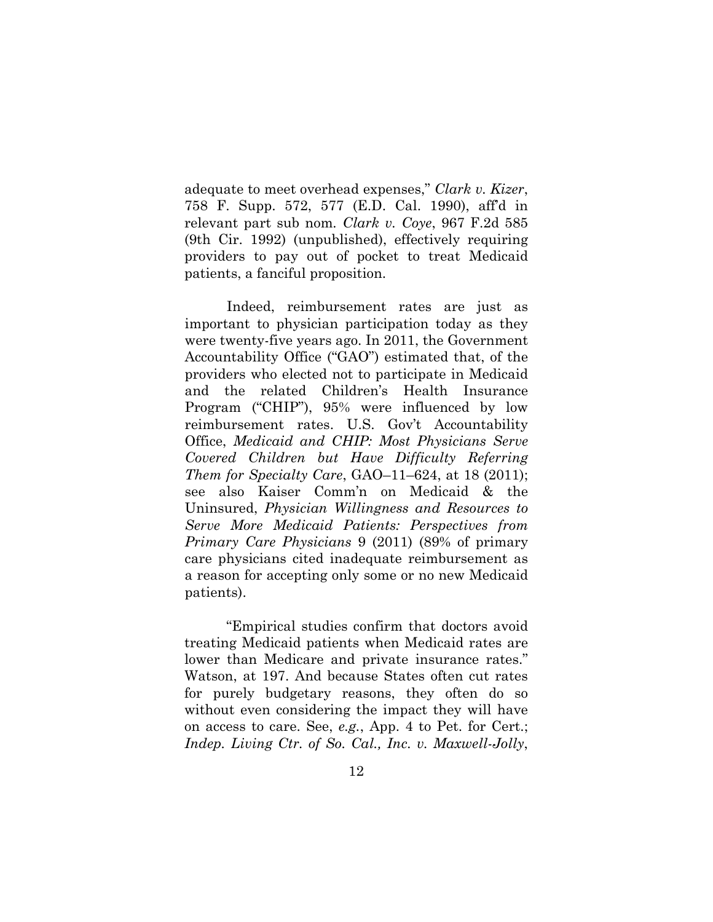adequate to meet overhead expenses," *Clark v. Kizer*, 758 F. Supp. 572, 577 (E.D. Cal. 1990), aff'd in relevant part sub nom. *Clark v. Coye*, 967 F.2d 585 (9th Cir. 1992) (unpublished), effectively requiring providers to pay out of pocket to treat Medicaid patients, a fanciful proposition.

Indeed, reimbursement rates are just as important to physician participation today as they were twenty-five years ago. In 2011, the Government Accountability Office ("GAO") estimated that, of the providers who elected not to participate in Medicaid and the related Children's Health Insurance Program ("CHIP"), 95% were influenced by low reimbursement rates. U.S. Gov't Accountability Office, *Medicaid and CHIP: Most Physicians Serve Covered Children but Have Difficulty Referring Them for Specialty Care*, GAO–11–624, at 18 (2011); see also Kaiser Comm'n on Medicaid & the Uninsured, *Physician Willingness and Resources to Serve More Medicaid Patients: Perspectives from Primary Care Physicians* 9 (2011) (89% of primary care physicians cited inadequate reimbursement as a reason for accepting only some or no new Medicaid patients).

"Empirical studies confirm that doctors avoid treating Medicaid patients when Medicaid rates are lower than Medicare and private insurance rates." Watson, at 197. And because States often cut rates for purely budgetary reasons, they often do so without even considering the impact they will have on access to care. See, *e.g.*, App. 4 to Pet. for Cert.; *Indep. Living Ctr. of So. Cal., Inc. v. Maxwell-Jolly*,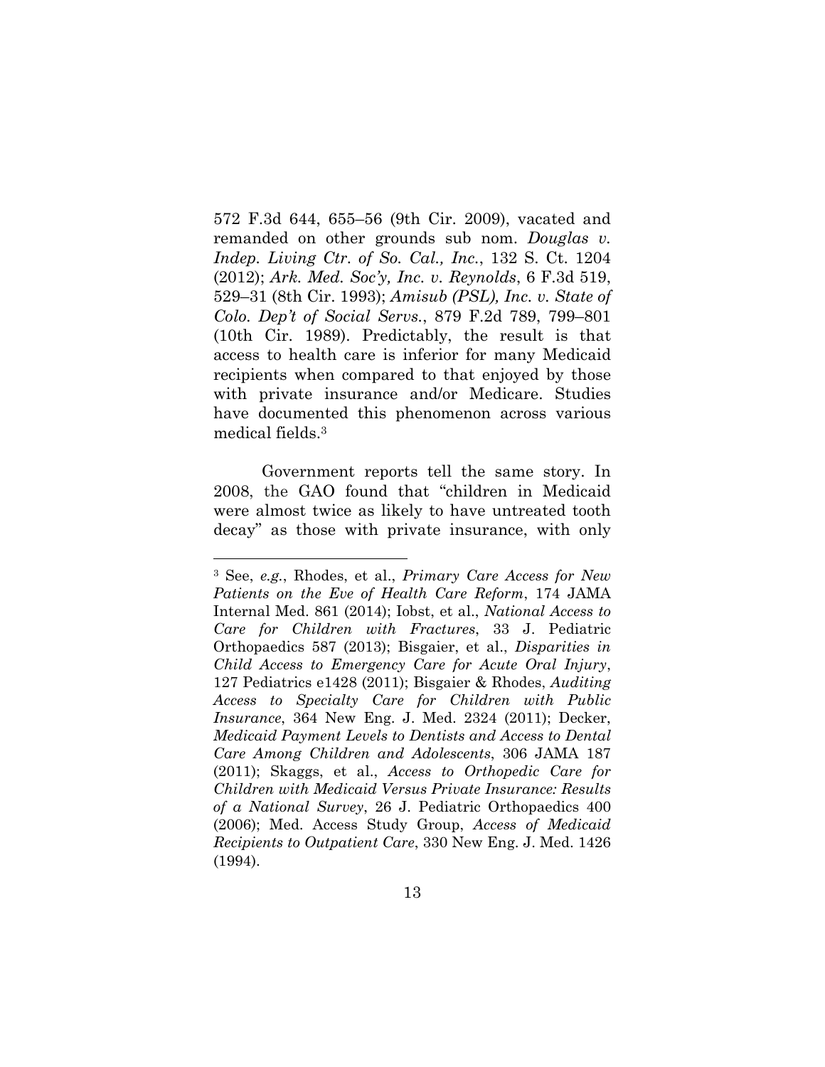572 F.3d 644, 655–56 (9th Cir. 2009), vacated and remanded on other grounds sub nom. *Douglas v. Indep. Living Ctr. of So. Cal., Inc.*, 132 S. Ct. 1204 (2012); *Ark. Med. Soc'y, Inc. v. Reynolds*, 6 F.3d 519, 529–31 (8th Cir. 1993); *Amisub (PSL), Inc. v. State of Colo. Dep't of Social Servs.*, 879 F.2d 789, 799–801 (10th Cir. 1989). Predictably, the result is that access to health care is inferior for many Medicaid recipients when compared to that enjoyed by those with private insurance and/or Medicare. Studies have documented this phenomenon across various medical fields.[3]

Government reports tell the same story. In 2008, the GAO found that "children in Medicaid were almost twice as likely to have untreated tooth decay" as those with private insurance, with only

---

[3] See, *e.g.*, Rhodes, et al., *Primary Care Access for New Patients on the Eve of Health Care Reform*, 174 JAMA Internal Med. 861 (2014); Iobst, et al., *National Access to Care for Children with Fractures*, 33 J. Pediatric Orthopaedics 587 (2013); Bisgaier, et al., *Disparities in Child Access to Emergency Care for Acute Oral Injury*, 127 Pediatrics e1428 (2011); Bisgaier & Rhodes, *Auditing Access to Specialty Care for Children with Public Insurance*, 364 New Eng. J. Med. 2324 (2011); Decker, *Medicaid Payment Levels to Dentists and Access to Dental Care Among Children and Adolescents*, 306 JAMA 187 (2011); Skaggs, et al., *Access to Orthopedic Care for Children with Medicaid Versus Private Insurance: Results of a National Survey*, 26 J. Pediatric Orthopaedics 400 (2006); Med. Access Study Group, *Access of Medicaid Recipients to Outpatient Care*, 330 New Eng. J. Med. 1426 (1994).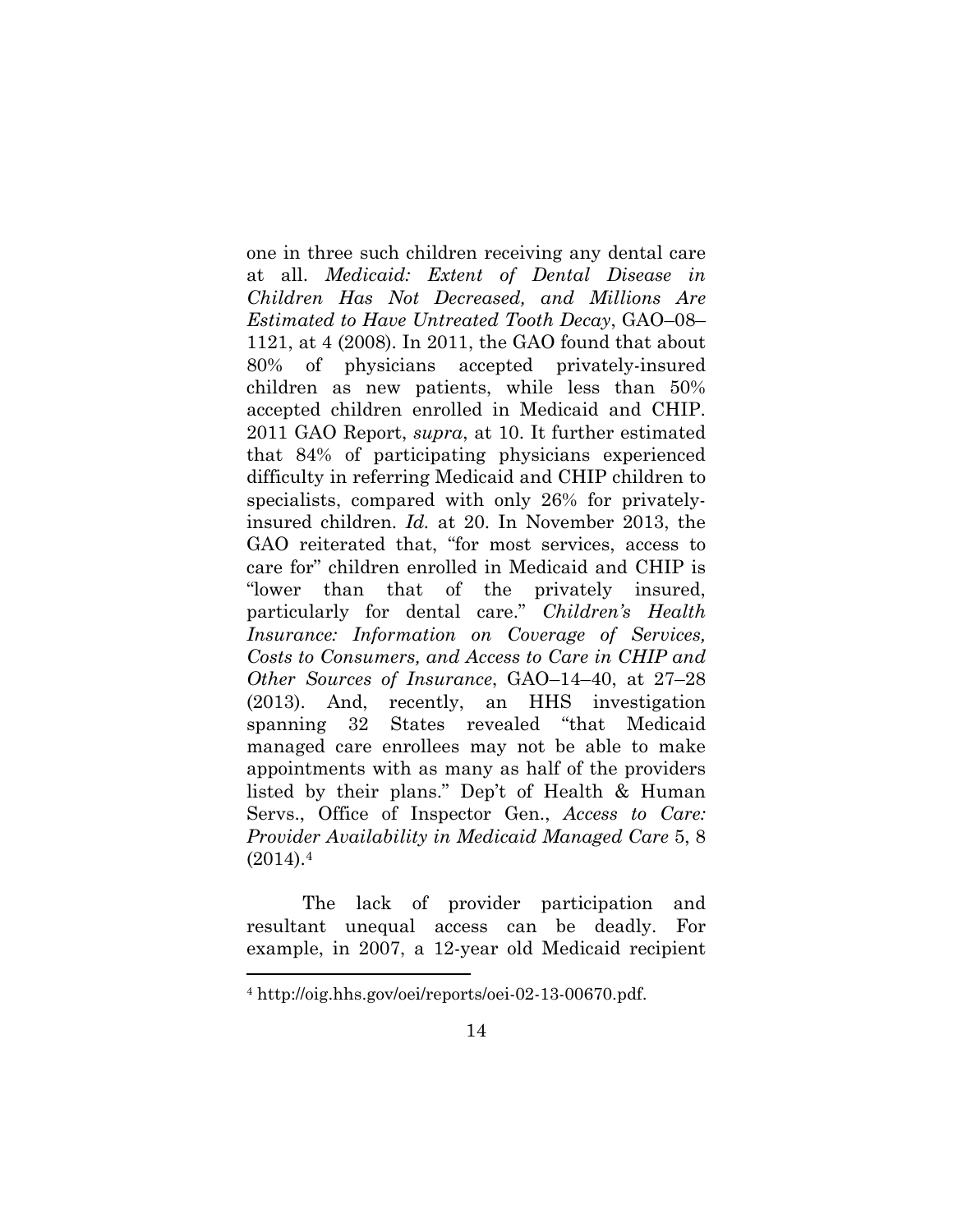one in three such children receiving any dental care at all. *Medicaid: Extent of Dental Disease in Children Has Not Decreased, and Millions Are Estimated to Have Untreated Tooth Decay*, GAO–08–1121, at 4 (2008). In 2011, the GAO found that about 80% of physicians accepted privately-insured children as new patients, while less than 50% accepted children enrolled in Medicaid and CHIP. 2011 GAO Report, *supra*, at 10. It further estimated that 84% of participating physicians experienced difficulty in referring Medicaid and CHIP children to specialists, compared with only 26% for privately-insured children. *Id.* at 20. In November 2013, the GAO reiterated that, "for most services, access to care for" children enrolled in Medicaid and CHIP is "lower than that of the privately insured, particularly for dental care." *Children's Health Insurance: Information on Coverage of Services, Costs to Consumers, and Access to Care in CHIP and Other Sources of Insurance*, GAO–14–40, at 27–28 (2013). And, recently, an HHS investigation spanning 32 States revealed "that Medicaid managed care enrollees may not be able to make appointments with as many as half of the providers listed by their plans." Dep't of Health & Human Servs., Office of Inspector Gen., *Access to Care: Provider Availability in Medicaid Managed Care* 5, 8 (2014).[4]

The lack of provider participation and resultant unequal access can be deadly. For example, in 2007, a 12-year old Medicaid recipient

[4] http://oig.hhs.gov/oei/reports/oei-02-13-00670.pdf.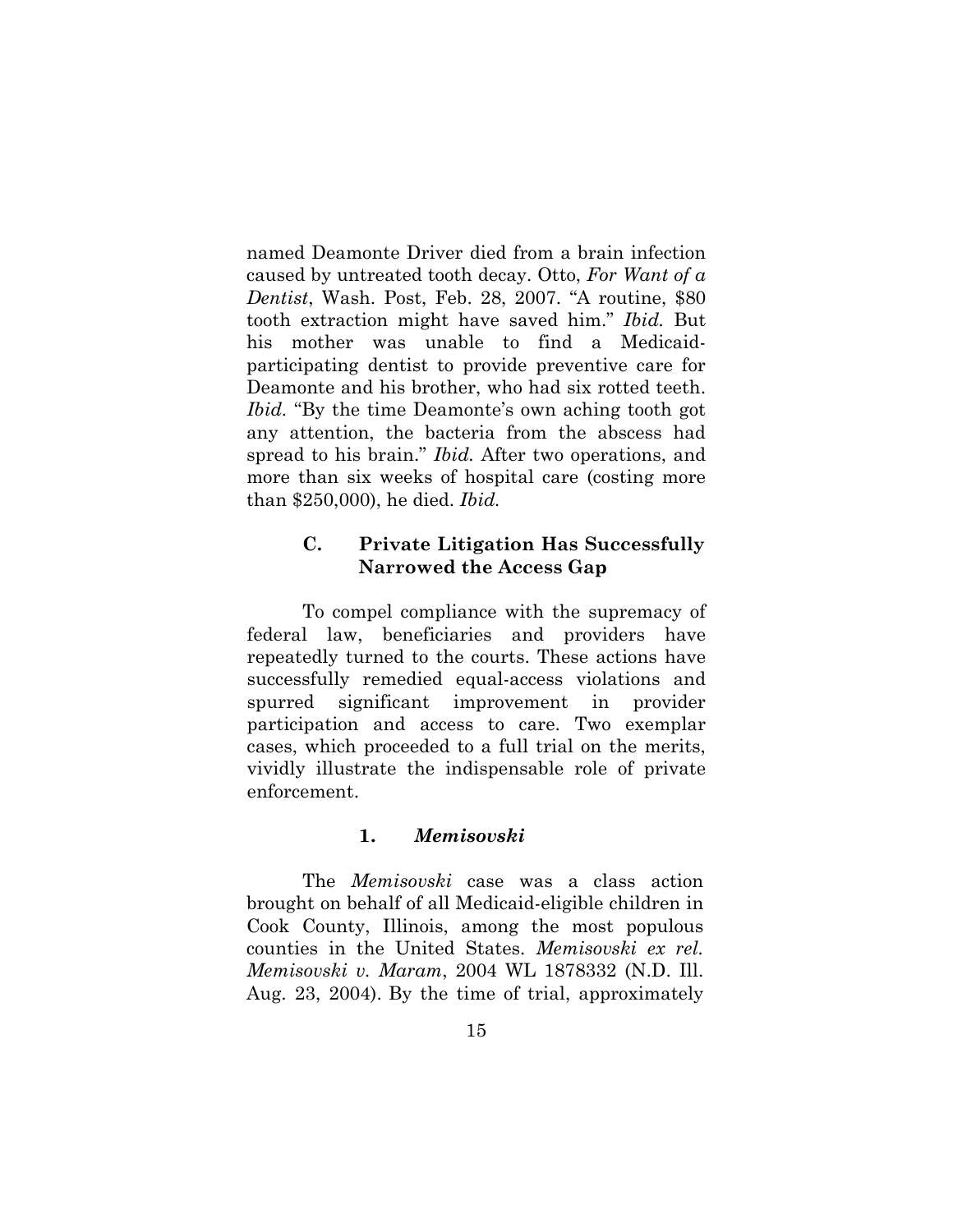named Deamonte Driver died from a brain infection caused by untreated tooth decay. Otto, *For Want of a Dentist*, Wash. Post, Feb. 28, 2007. "A routine, $80 tooth extraction might have saved him." *Ibid.* But his mother was unable to find a Medicaid-participating dentist to provide preventive care for Deamonte and his brother, who had six rotted teeth. *Ibid.* "By the time Deamonte's own aching tooth got any attention, the bacteria from the abscess had spread to his brain." *Ibid.* After two operations, and more than six weeks of hospital care (costing more than $250,000), he died. *Ibid.*

### C. Private Litigation Has Successfully Narrowed the Access Gap

To compel compliance with the supremacy of federal law, beneficiaries and providers have repeatedly turned to the courts. These actions have successfully remedied equal-access violations and spurred significant improvement in provider participation and access to care. Two exemplar cases, which proceeded to a full trial on the merits, vividly illustrate the indispensable role of private enforcement.

#### 1. *Memisovski*

The *Memisovski* case was a class action brought on behalf of all Medicaid-eligible children in Cook County, Illinois, among the most populous counties in the United States. *Memisovski ex rel. Memisovski v. Maram*, 2004 WL 1878332 (N.D. Ill. Aug. 23, 2004). By the time of trial, approximately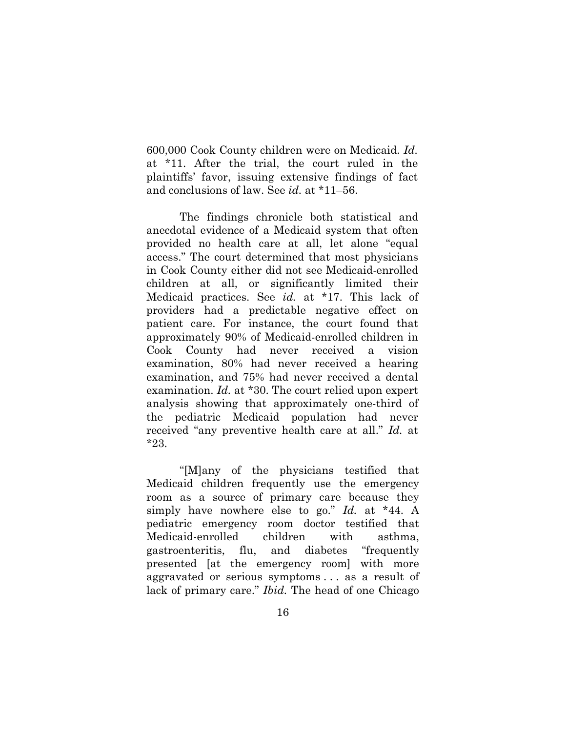600,000 Cook County children were on Medicaid. *Id.* at *11. After the trial, the court ruled in the plaintiffs' favor, issuing extensive findings of fact and conclusions of law. See *id.* at *11–56.

The findings chronicle both statistical and anecdotal evidence of a Medicaid system that often provided no health care at all, let alone "equal access." The court determined that most physicians in Cook County either did not see Medicaid-enrolled children at all, or significantly limited their Medicaid practices. See *id.* at *17. This lack of providers had a predictable negative effect on patient care. For instance, the court found that approximately 90% of Medicaid-enrolled children in Cook County had never received a vision examination, 80% had never received a hearing examination, and 75% had never received a dental examination. *Id.* at *30. The court relied upon expert analysis showing that approximately one-third of the pediatric Medicaid population had never received "any preventive health care at all." *Id.* at *23.

"[M]any of the physicians testified that Medicaid children frequently use the emergency room as a source of primary care because they simply have nowhere else to go." *Id.* at *44. A pediatric emergency room doctor testified that Medicaid-enrolled children with asthma, gastroenteritis, flu, and diabetes "frequently presented [at the emergency room] with more aggravated or serious symptoms . . . as a result of lack of primary care." *Ibid.* The head of one Chicago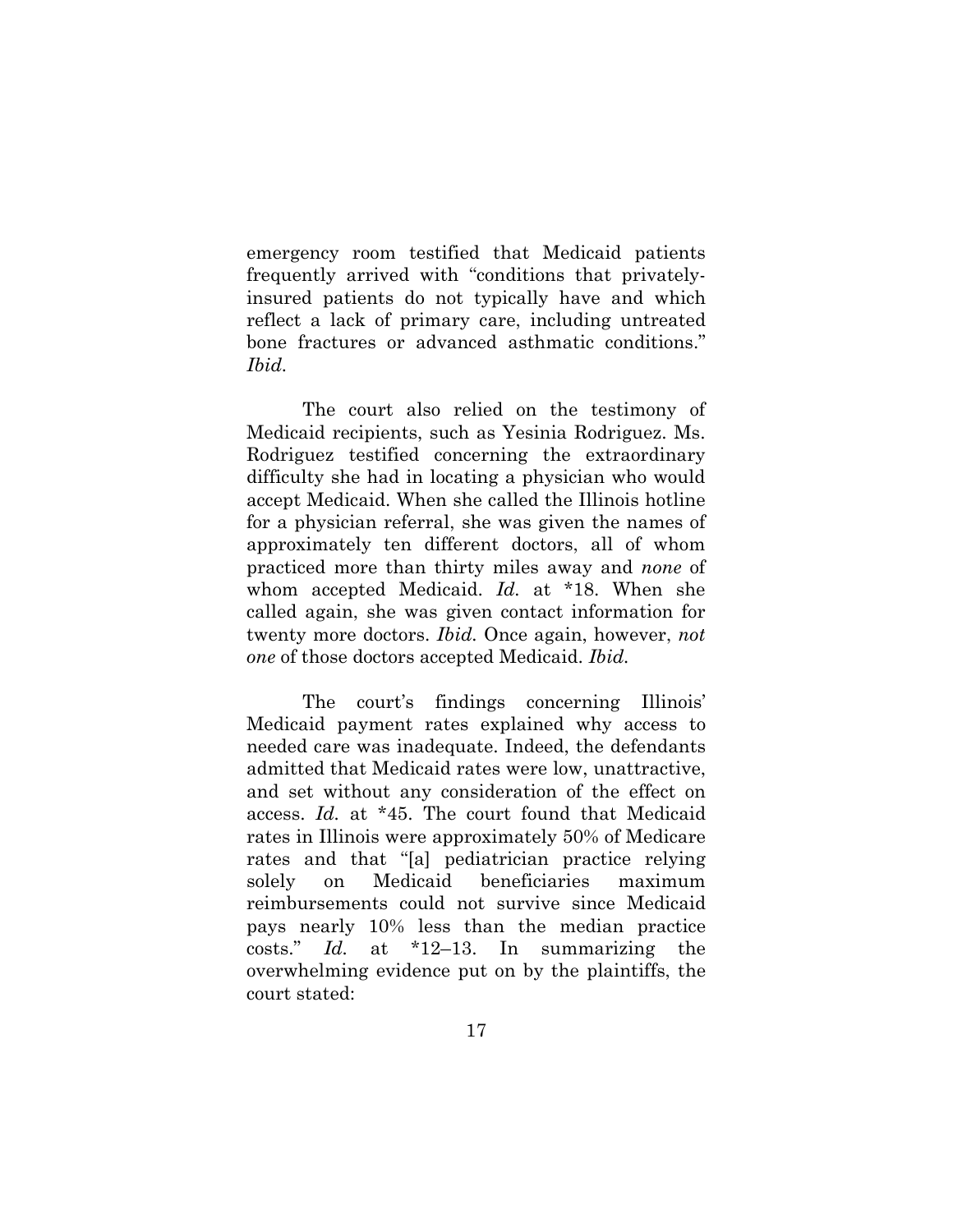emergency room testified that Medicaid patients frequently arrived with "conditions that privately-insured patients do not typically have and which reflect a lack of primary care, including untreated bone fractures or advanced asthmatic conditions." *Ibid.*

The court also relied on the testimony of Medicaid recipients, such as Yesinia Rodriguez. Ms. Rodriguez testified concerning the extraordinary difficulty she had in locating a physician who would accept Medicaid. When she called the Illinois hotline for a physician referral, she was given the names of approximately ten different doctors, all of whom practiced more than thirty miles away and *none* of whom accepted Medicaid. *Id.* at *18. When she called again, she was given contact information for twenty more doctors. *Ibid.* Once again, however, *not one* of those doctors accepted Medicaid. *Ibid.*

The court's findings concerning Illinois' Medicaid payment rates explained why access to needed care was inadequate. Indeed, the defendants admitted that Medicaid rates were low, unattractive, and set without any consideration of the effect on access. *Id.* at *45. The court found that Medicaid rates in Illinois were approximately 50% of Medicare rates and that "[a] pediatrician practice relying solely on Medicaid beneficiaries maximum reimbursements could not survive since Medicaid pays nearly 10% less than the median practice costs." *Id.* at *12–13. In summarizing the overwhelming evidence put on by the plaintiffs, the court stated: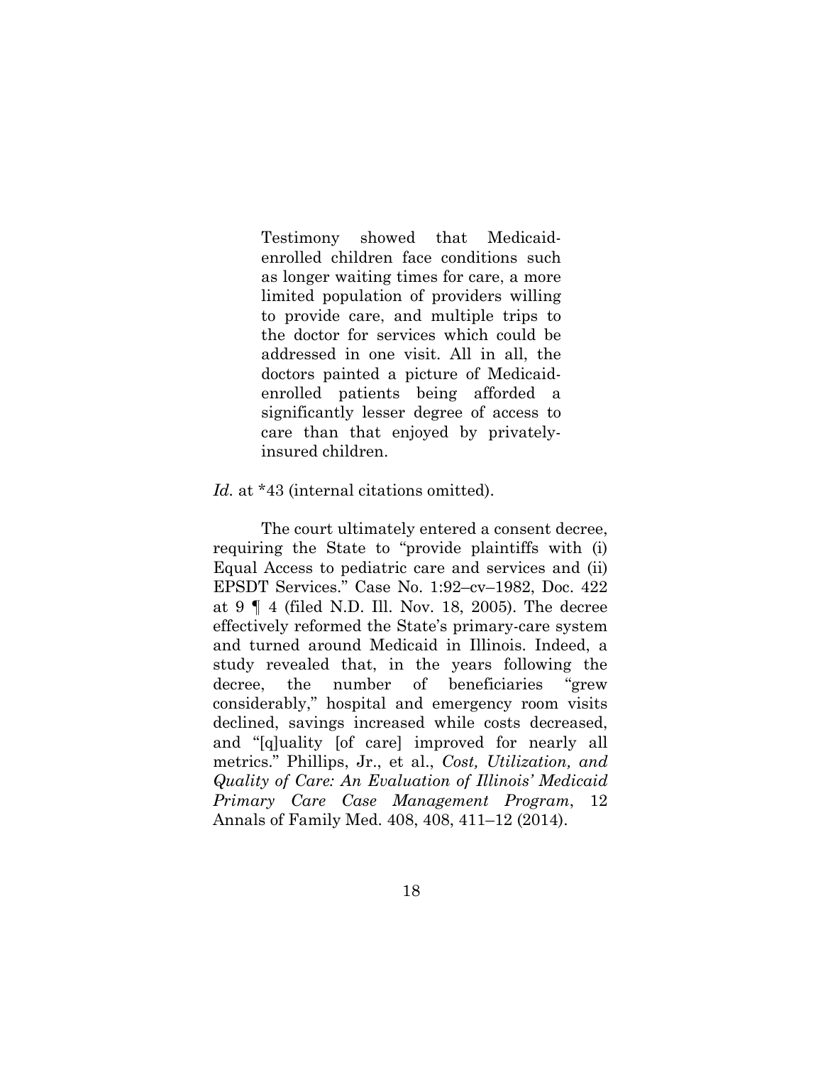> Testimony showed that Medicaid-enrolled children face conditions such as longer waiting times for care, a more limited population of providers willing to provide care, and multiple trips to the doctor for services which could be addressed in one visit. All in all, the doctors painted a picture of Medicaid-enrolled patients being afforded a significantly lesser degree of access to care than that enjoyed by privately-insured children.

*Id.* at *43 (internal citations omitted).

The court ultimately entered a consent decree, requiring the State to "provide plaintiffs with (i) Equal Access to pediatric care and services and (ii) EPSDT Services." Case No. 1:92–cv–1982, Doc. 422 at 9 ¶ 4 (filed N.D. Ill. Nov. 18, 2005). The decree effectively reformed the State's primary-care system and turned around Medicaid in Illinois. Indeed, a study revealed that, in the years following the decree, the number of beneficiaries "grew considerably," hospital and emergency room visits declined, savings increased while costs decreased, and "[q]uality [of care] improved for nearly all metrics." Phillips, Jr., et al., *Cost, Utilization, and Quality of Care: An Evaluation of Illinois' Medicaid Primary Care Case Management Program*, 12 Annals of Family Med. 408, 408, 411–12 (2014).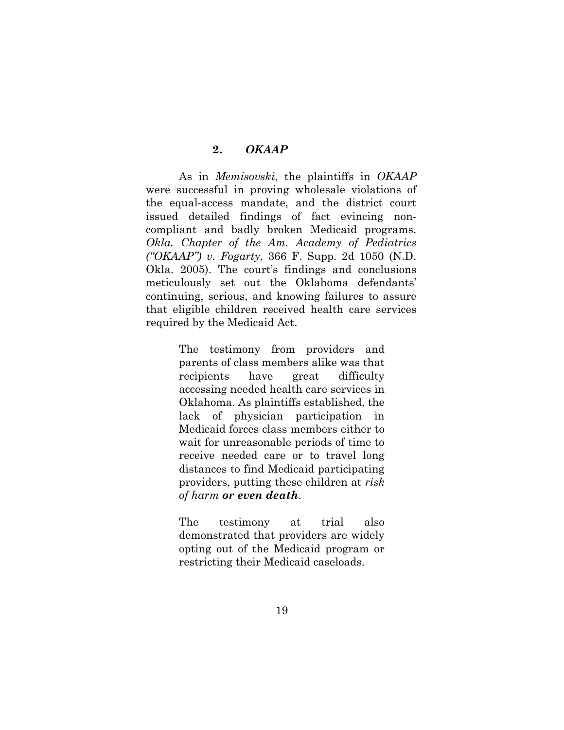### 2. *OKAAP*

As in *Memisovski*, the plaintiffs in *OKAAP* were successful in proving wholesale violations of the equal-access mandate, and the district court issued detailed findings of fact evincing non-compliant and badly broken Medicaid programs. *Okla. Chapter of the Am. Academy of Pediatrics ("OKAAP") v. Fogarty*, 366 F. Supp. 2d 1050 (N.D. Okla. 2005). The court's findings and conclusions meticulously set out the Oklahoma defendants' continuing, serious, and knowing failures to assure that eligible children received health care services required by the Medicaid Act.

> The testimony from providers and parents of class members alike was that recipients have great difficulty accessing needed health care services in Oklahoma. As plaintiffs established, the lack of physician participation in Medicaid forces class members either to wait for unreasonable periods of time to receive needed care or to travel long distances to find Medicaid participating providers, putting these children at *risk of harm* ***or even death***.
>
> The testimony at trial also demonstrated that providers are widely opting out of the Medicaid program or restricting their Medicaid caseloads.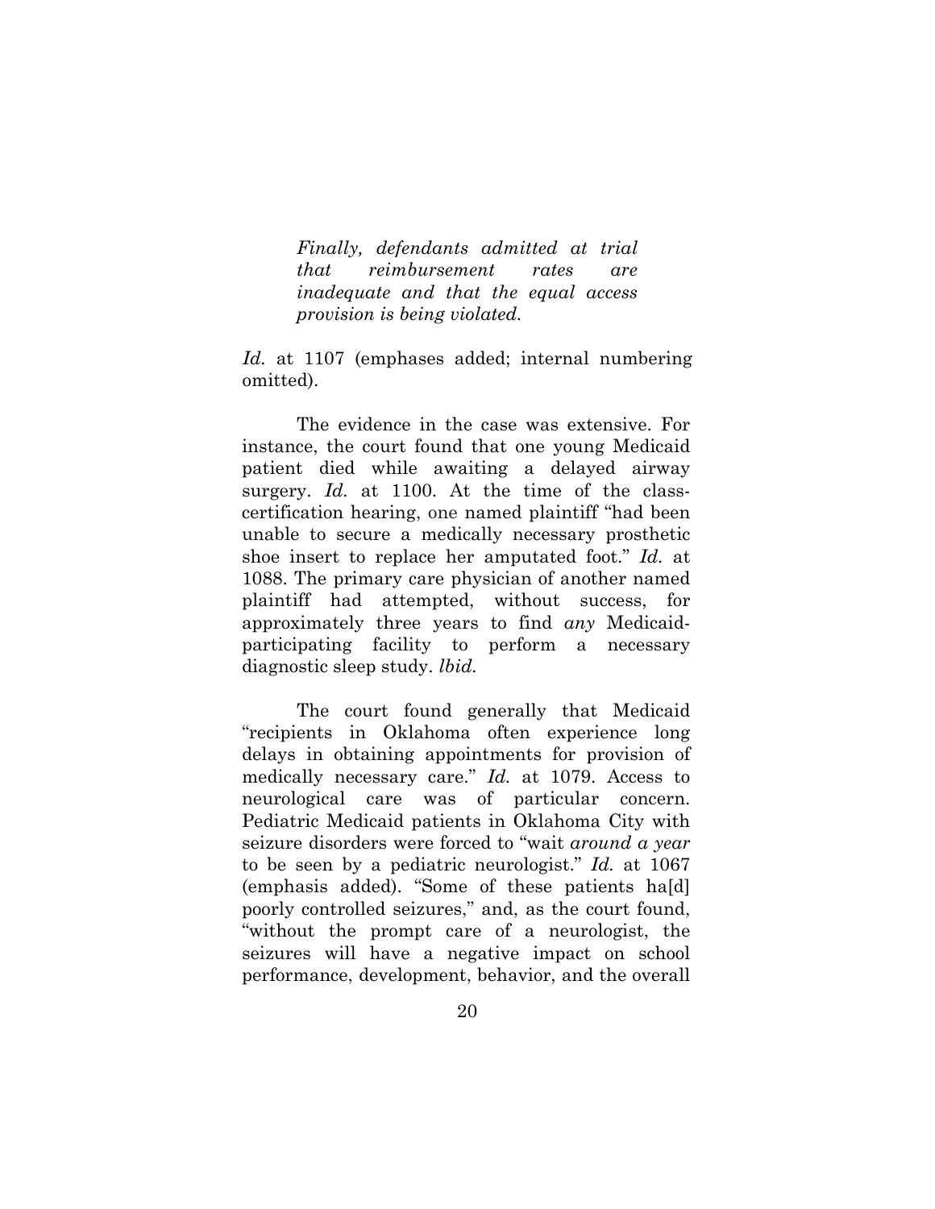> *Finally, defendants admitted at trial that reimbursement rates are inadequate and that the equal access provision is being violated.*

*Id.* at 1107 (emphases added; internal numbering omitted).

The evidence in the case was extensive. For instance, the court found that one young Medicaid patient died while awaiting a delayed airway surgery. *Id.* at 1100. At the time of the class-certification hearing, one named plaintiff "had been unable to secure a medically necessary prosthetic shoe insert to replace her amputated foot." *Id.* at 1088. The primary care physician of another named plaintiff had attempted, without success, for approximately three years to find *any* Medicaid-participating facility to perform a necessary diagnostic sleep study. *Ibid.*

The court found generally that Medicaid "recipients in Oklahoma often experience long delays in obtaining appointments for provision of medically necessary care." *Id.* at 1079. Access to neurological care was of particular concern. Pediatric Medicaid patients in Oklahoma City with seizure disorders were forced to "wait *around a year* to be seen by a pediatric neurologist." *Id.* at 1067 (emphasis added). "Some of these patients ha[d] poorly controlled seizures," and, as the court found, "without the prompt care of a neurologist, the seizures will have a negative impact on school performance, development, behavior, and the overall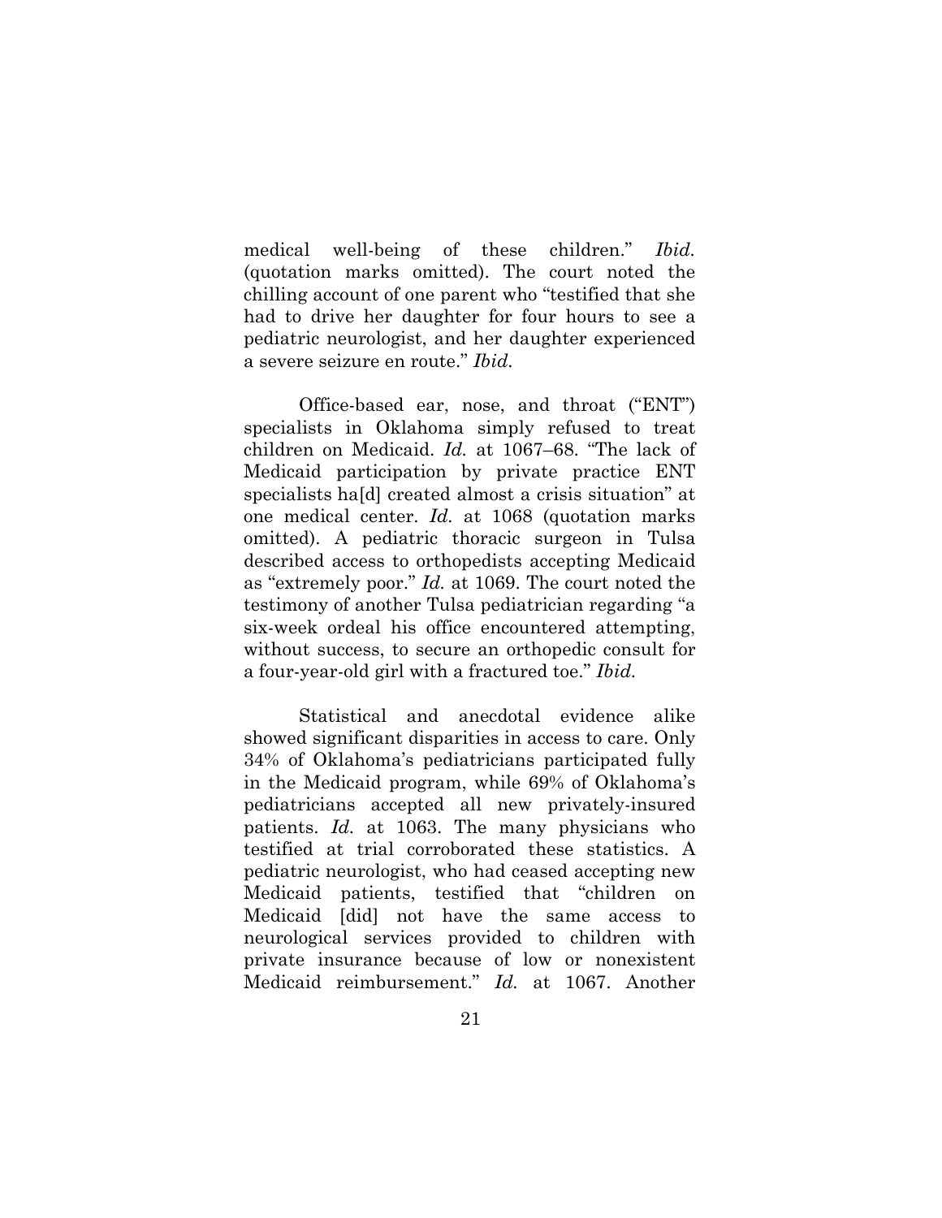medical well-being of these children." *Ibid.* (quotation marks omitted). The court noted the chilling account of one parent who "testified that she had to drive her daughter for four hours to see a pediatric neurologist, and her daughter experienced a severe seizure en route." *Ibid.*

Office-based ear, nose, and throat ("ENT") specialists in Oklahoma simply refused to treat children on Medicaid. *Id.* at 1067–68. "The lack of Medicaid participation by private practice ENT specialists ha[d] created almost a crisis situation" at one medical center. *Id.* at 1068 (quotation marks omitted). A pediatric thoracic surgeon in Tulsa described access to orthopedists accepting Medicaid as "extremely poor." *Id.* at 1069. The court noted the testimony of another Tulsa pediatrician regarding "a six-week ordeal his office encountered attempting, without success, to secure an orthopedic consult for a four-year-old girl with a fractured toe." *Ibid.*

Statistical and anecdotal evidence alike showed significant disparities in access to care. Only 34% of Oklahoma's pediatricians participated fully in the Medicaid program, while 69% of Oklahoma's pediatricians accepted all new privately-insured patients. *Id.* at 1063. The many physicians who testified at trial corroborated these statistics. A pediatric neurologist, who had ceased accepting new Medicaid patients, testified that "children on Medicaid [did] not have the same access to neurological services provided to children with private insurance because of low or nonexistent Medicaid reimbursement." *Id.* at 1067. Another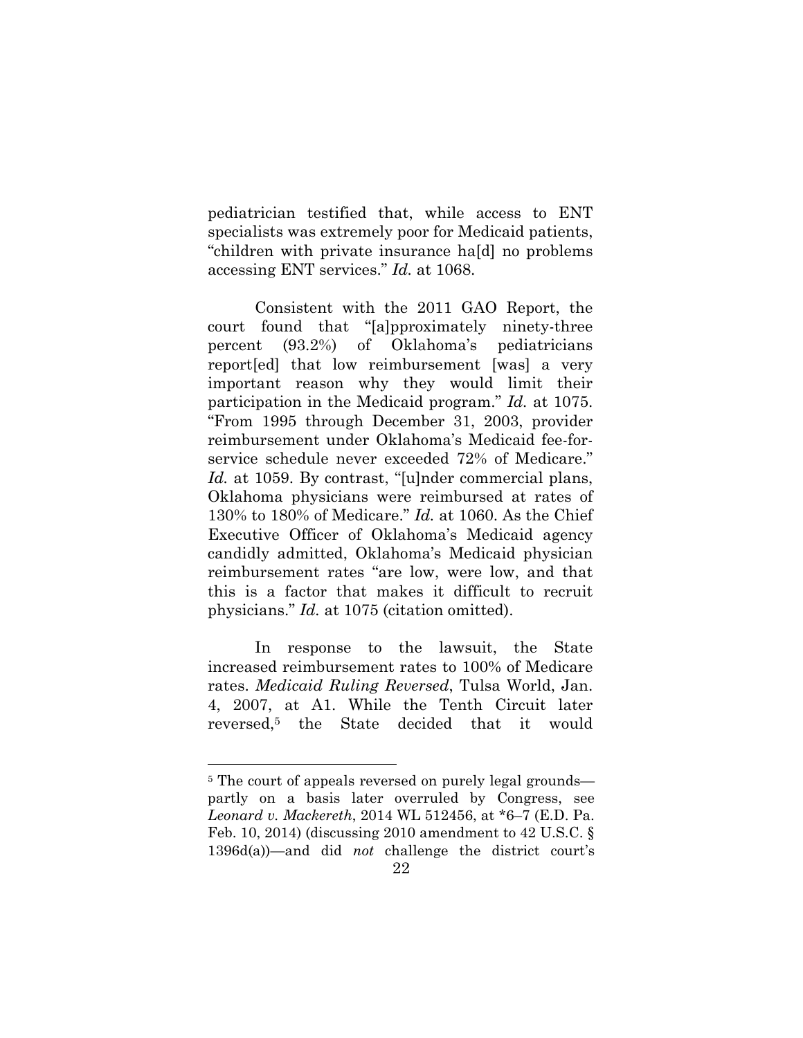pediatrician testified that, while access to ENT specialists was extremely poor for Medicaid patients, "children with private insurance ha[d] no problems accessing ENT services." *Id.* at 1068.

Consistent with the 2011 GAO Report, the court found that "[a]pproximately ninety-three percent (93.2%) of Oklahoma's pediatricians report[ed] that low reimbursement [was] a very important reason why they would limit their participation in the Medicaid program." *Id.* at 1075. "From 1995 through December 31, 2003, provider reimbursement under Oklahoma's Medicaid fee-for-service schedule never exceeded 72% of Medicare." *Id.* at 1059. By contrast, "[u]nder commercial plans, Oklahoma physicians were reimbursed at rates of 130% to 180% of Medicare." *Id.* at 1060. As the Chief Executive Officer of Oklahoma's Medicaid agency candidly admitted, Oklahoma's Medicaid physician reimbursement rates "are low, were low, and that this is a factor that makes it difficult to recruit physicians." *Id.* at 1075 (citation omitted).

In response to the lawsuit, the State increased reimbursement rates to 100% of Medicare rates. *Medicaid Ruling Reversed*, Tulsa World, Jan. 4, 2007, at A1. While the Tenth Circuit later reversed,[5] the State decided that it would

---

[5] The court of appeals reversed on purely legal grounds—partly on a basis later overruled by Congress, see *Leonard v. Mackereth*, 2014 WL 512456, at *6–7 (E.D. Pa. Feb. 10, 2014) (discussing 2010 amendment to 42 U.S.C. § 1396d(a))—and did *not* challenge the district court's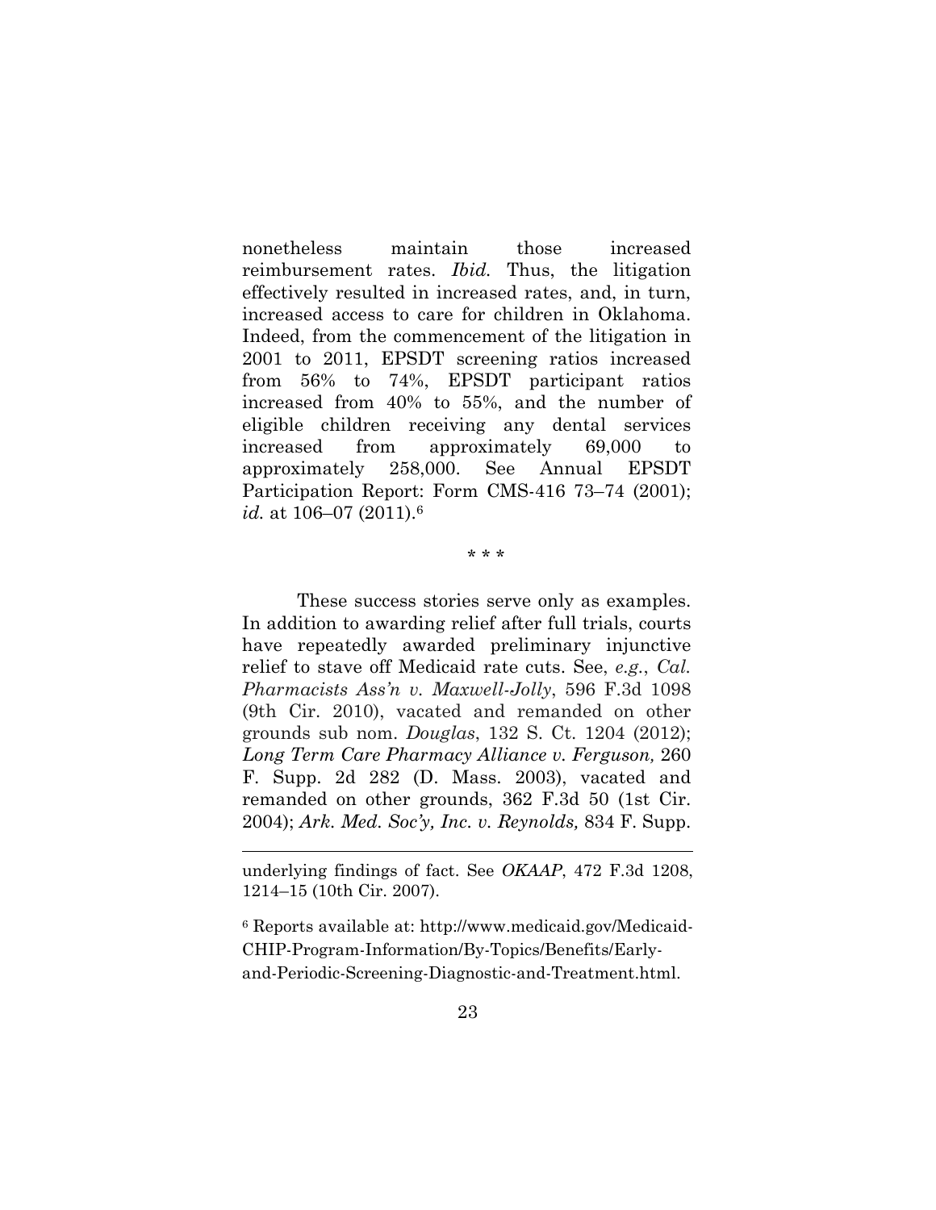nonetheless maintain those increased reimbursement rates. *Ibid.* Thus, the litigation effectively resulted in increased rates, and, in turn, increased access to care for children in Oklahoma. Indeed, from the commencement of the litigation in 2001 to 2011, EPSDT screening ratios increased from 56% to 74%, EPSDT participant ratios increased from 40% to 55%, and the number of eligible children receiving any dental services increased from approximately 69,000 to approximately 258,000. See Annual EPSDT Participation Report: Form CMS-416 73–74 (2001); *id.* at 106–07 (2011).[6]

\* \* \*

These success stories serve only as examples. In addition to awarding relief after full trials, courts have repeatedly awarded preliminary injunctive relief to stave off Medicaid rate cuts. See, *e.g.*, *Cal. Pharmacists Ass'n v. Maxwell-Jolly*, 596 F.3d 1098 (9th Cir. 2010), vacated and remanded on other grounds sub nom. *Douglas*, 132 S. Ct. 1204 (2012); *Long Term Care Pharmacy Alliance v. Ferguson,* 260 F. Supp. 2d 282 (D. Mass. 2003), vacated and remanded on other grounds, 362 F.3d 50 (1st Cir. 2004); *Ark. Med. Soc'y, Inc. v. Reynolds,* 834 F. Supp.

---

underlying findings of fact. See *OKAAP*, 472 F.3d 1208, 1214–15 (10th Cir. 2007).

[6] Reports available at: http://www.medicaid.gov/Medicaid-CHIP-Program-Information/By-Topics/Benefits/Early-and-Periodic-Screening-Diagnostic-and-Treatment.html.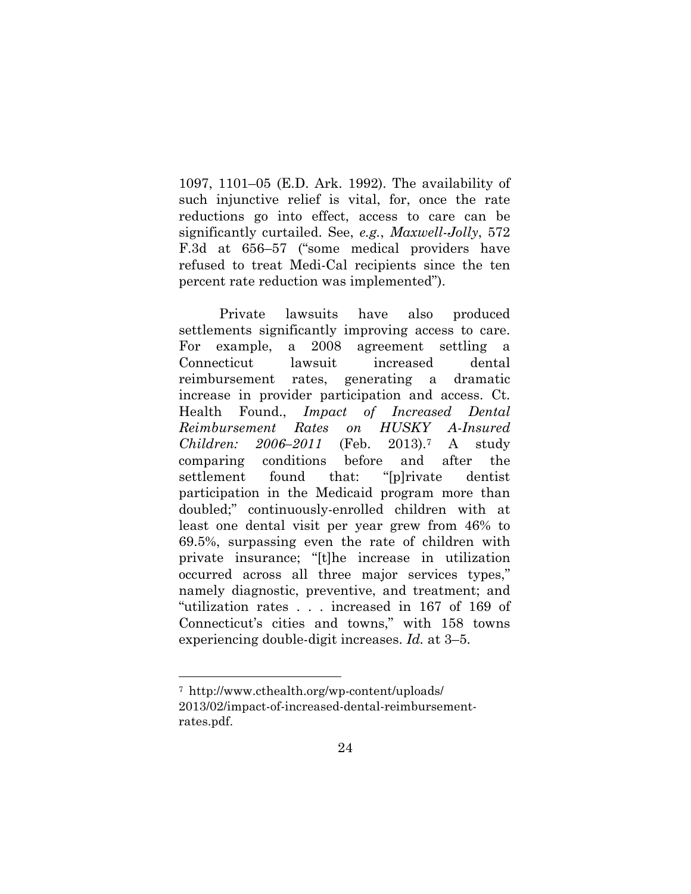1097, 1101–05 (E.D. Ark. 1992). The availability of such injunctive relief is vital, for, once the rate reductions go into effect, access to care can be significantly curtailed. See, *e.g.*, *Maxwell-Jolly*, 572 F.3d at 656–57 ("some medical providers have refused to treat Medi-Cal recipients since the ten percent rate reduction was implemented").

Private lawsuits have also produced settlements significantly improving access to care. For example, a 2008 agreement settling a Connecticut lawsuit increased dental reimbursement rates, generating a dramatic increase in provider participation and access. Ct. Health Found., *Impact of Increased Dental Reimbursement Rates on HUSKY A-Insured Children: 2006–2011* (Feb. 2013).[7] A study comparing conditions before and after the settlement found that: "[p]rivate dentist participation in the Medicaid program more than doubled;" continuously-enrolled children with at least one dental visit per year grew from 46% to 69.5%, surpassing even the rate of children with private insurance; "[t]he increase in utilization occurred across all three major services types," namely diagnostic, preventive, and treatment; and "utilization rates . . . increased in 167 of 169 of Connecticut's cities and towns," with 158 towns experiencing double-digit increases. *Id.* at 3–5.

---

[7] http://www.cthealth.org/wp-content/uploads/2013/02/impact-of-increased-dental-reimbursement-rates.pdf.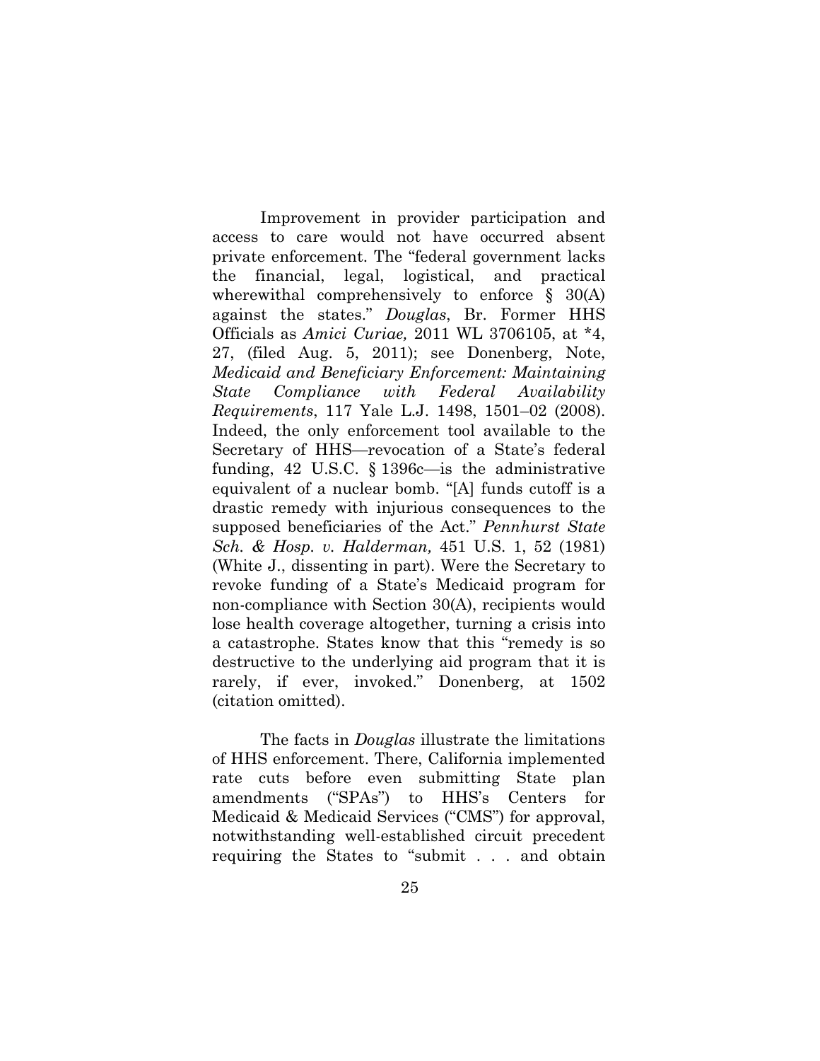Improvement in provider participation and access to care would not have occurred absent private enforcement. The "federal government lacks the financial, legal, logistical, and practical wherewithal comprehensively to enforce § 30(A) against the states." *Douglas*, Br. Former HHS Officials as *Amici Curiae,* 2011 WL 3706105, at *4, 27, (filed Aug. 5, 2011); see Donenberg, Note, *Medicaid and Beneficiary Enforcement: Maintaining State Compliance with Federal Availability Requirements*, 117 Yale L.J. 1498, 1501–02 (2008). Indeed, the only enforcement tool available to the Secretary of HHS—revocation of a State's federal funding, 42 U.S.C. § 1396c—is the administrative equivalent of a nuclear bomb. "[A] funds cutoff is a drastic remedy with injurious consequences to the supposed beneficiaries of the Act." *Pennhurst State Sch. & Hosp. v. Halderman,* 451 U.S. 1, 52 (1981) (White J., dissenting in part). Were the Secretary to revoke funding of a State's Medicaid program for non-compliance with Section 30(A), recipients would lose health coverage altogether, turning a crisis into a catastrophe. States know that this "remedy is so destructive to the underlying aid program that it is rarely, if ever, invoked." Donenberg, at 1502 (citation omitted).

The facts in *Douglas* illustrate the limitations of HHS enforcement. There, California implemented rate cuts before even submitting State plan amendments ("SPAs") to HHS's Centers for Medicaid & Medicaid Services ("CMS") for approval, notwithstanding well-established circuit precedent requiring the States to "submit . . . and obtain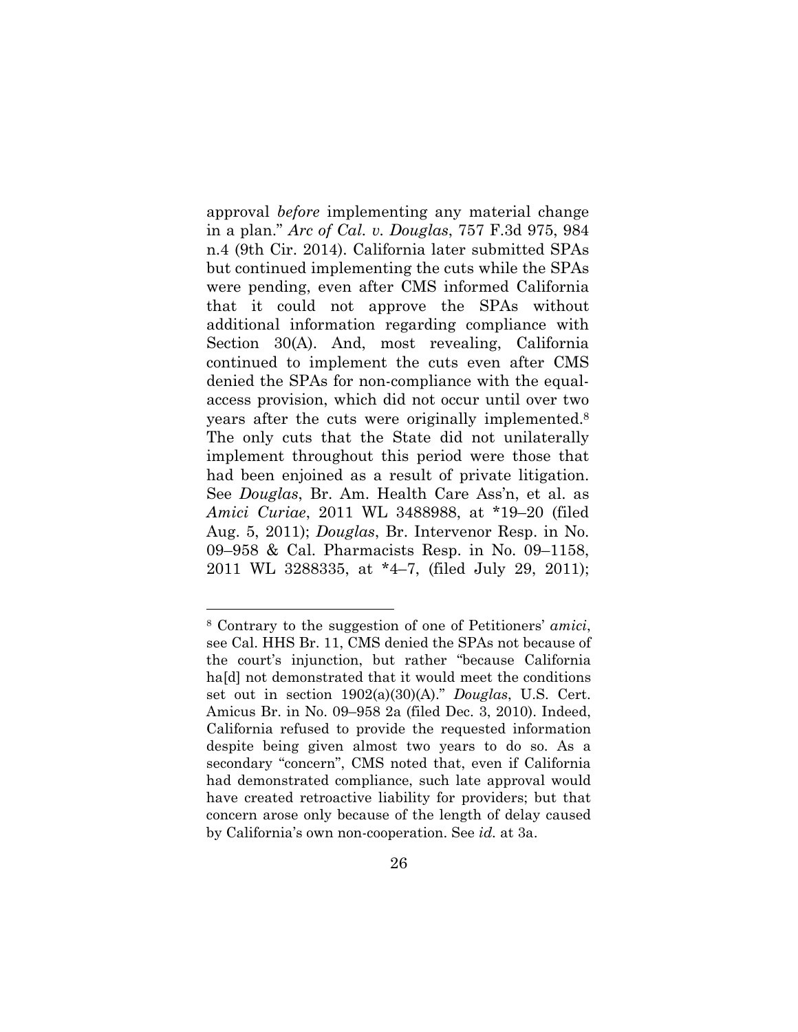approval *before* implementing any material change in a plan." *Arc of Cal. v. Douglas*, 757 F.3d 975, 984 n.4 (9th Cir. 2014). California later submitted SPAs but continued implementing the cuts while the SPAs were pending, even after CMS informed California that it could not approve the SPAs without additional information regarding compliance with Section 30(A). And, most revealing, California continued to implement the cuts even after CMS denied the SPAs for non-compliance with the equal-access provision, which did not occur until over two years after the cuts were originally implemented.[8] The only cuts that the State did not unilaterally implement throughout this period were those that had been enjoined as a result of private litigation. See *Douglas*, Br. Am. Health Care Ass'n, et al. as *Amici Curiae*, 2011 WL 3488988, at *19–20 (filed Aug. 5, 2011); *Douglas*, Br. Intervenor Resp. in No. 09–958 & Cal. Pharmacists Resp. in No. 09–1158, 2011 WL 3288335, at *4–7, (filed July 29, 2011);

---

[8] Contrary to the suggestion of one of Petitioners' *amici*, see Cal. HHS Br. 11, CMS denied the SPAs not because of the court's injunction, but rather "because California ha[d] not demonstrated that it would meet the conditions set out in section 1902(a)(30)(A)." *Douglas*, U.S. Cert. Amicus Br. in No. 09–958 2a (filed Dec. 3, 2010). Indeed, California refused to provide the requested information despite being given almost two years to do so. As a secondary "concern", CMS noted that, even if California had demonstrated compliance, such late approval would have created retroactive liability for providers; but that concern arose only because of the length of delay caused by California's own non-cooperation. See *id.* at 3a.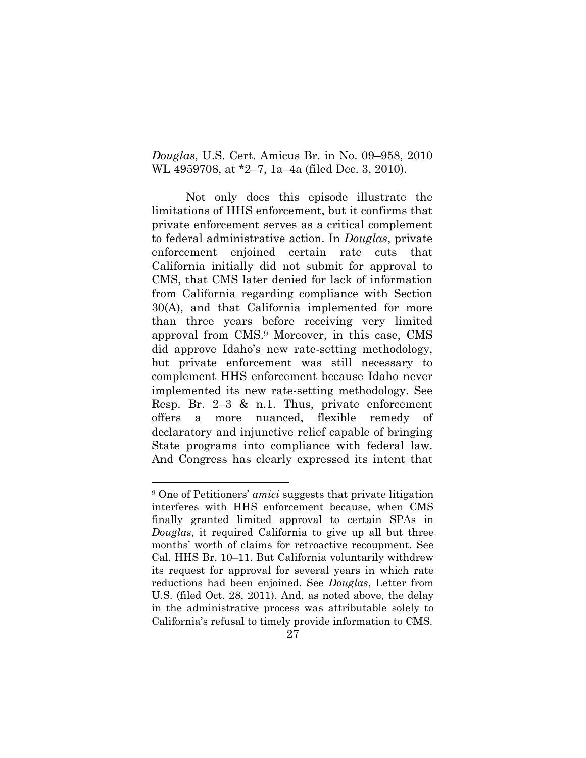*Douglas*, U.S. Cert. Amicus Br. in No. 09–958, 2010 WL 4959708, at *2–7, 1a–4a (filed Dec. 3, 2010).

Not only does this episode illustrate the limitations of HHS enforcement, but it confirms that private enforcement serves as a critical complement to federal administrative action. In *Douglas*, private enforcement enjoined certain rate cuts that California initially did not submit for approval to CMS, that CMS later denied for lack of information from California regarding compliance with Section 30(A), and that California implemented for more than three years before receiving very limited approval from CMS.[9] Moreover, in this case, CMS did approve Idaho's new rate-setting methodology, but private enforcement was still necessary to complement HHS enforcement because Idaho never implemented its new rate-setting methodology. See Resp. Br. 2–3 & n.1. Thus, private enforcement offers a more nuanced, flexible remedy of declaratory and injunctive relief capable of bringing State programs into compliance with federal law. And Congress has clearly expressed its intent that

[9] One of Petitioners' *amici* suggests that private litigation interferes with HHS enforcement because, when CMS finally granted limited approval to certain SPAs in *Douglas*, it required California to give up all but three months' worth of claims for retroactive recoupment. See Cal. HHS Br. 10–11. But California voluntarily withdrew its request for approval for several years in which rate reductions had been enjoined. See *Douglas*, Letter from U.S. (filed Oct. 28, 2011). And, as noted above, the delay in the administrative process was attributable solely to California's refusal to timely provide information to CMS.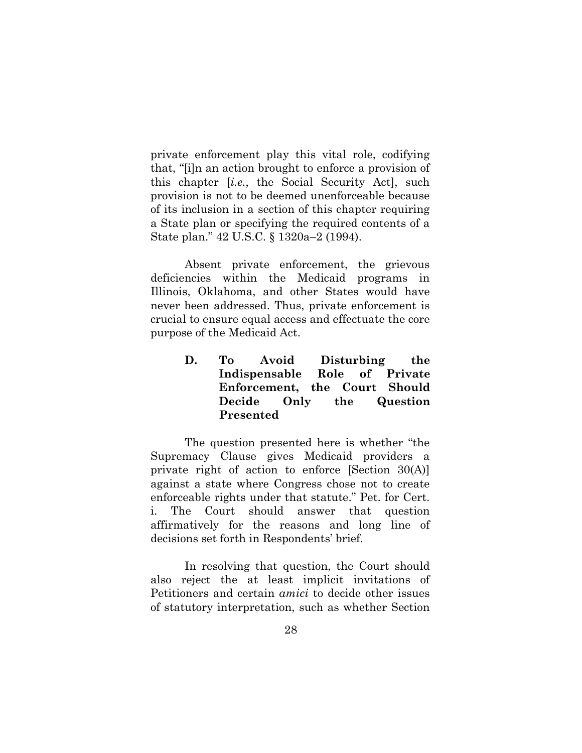private enforcement play this vital role, codifying that, "[i]n an action brought to enforce a provision of this chapter [*i.e.*, the Social Security Act], such provision is not to be deemed unenforceable because of its inclusion in a section of this chapter requiring a State plan or specifying the required contents of a State plan." 42 U.S.C. § 1320a–2 (1994).

Absent private enforcement, the grievous deficiencies within the Medicaid programs in Illinois, Oklahoma, and other States would have never been addressed. Thus, private enforcement is crucial to ensure equal access and effectuate the core purpose of the Medicaid Act.

### D. To Avoid Disturbing the Indispensable Role of Private Enforcement, the Court Should Decide Only the Question Presented

The question presented here is whether "the Supremacy Clause gives Medicaid providers a private right of action to enforce [Section 30(A)] against a state where Congress chose not to create enforceable rights under that statute." Pet. for Cert. i. The Court should answer that question affirmatively for the reasons and long line of decisions set forth in Respondents' brief.

In resolving that question, the Court should also reject the at least implicit invitations of Petitioners and certain *amici* to decide other issues of statutory interpretation, such as whether Section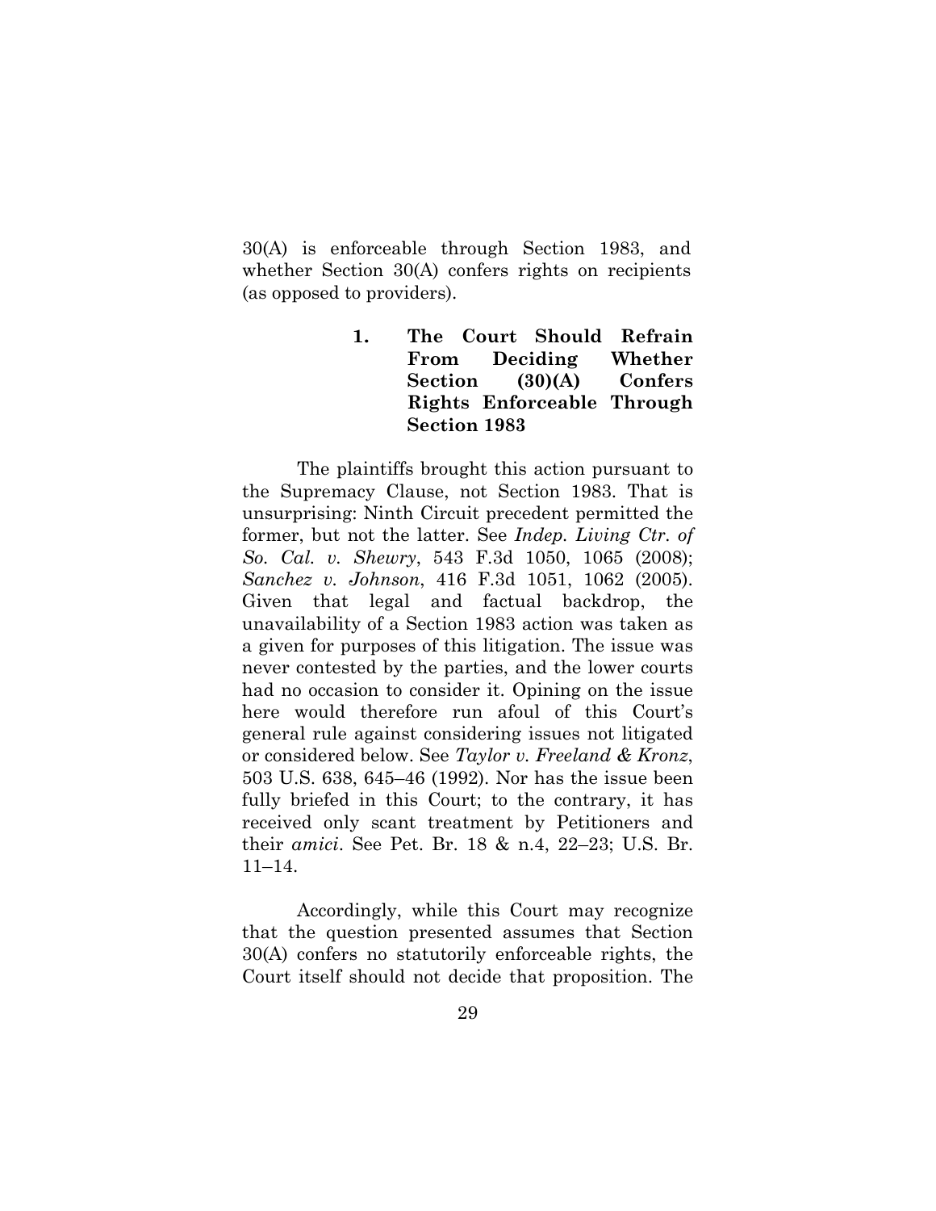30(A) is enforceable through Section 1983, and whether Section 30(A) confers rights on recipients (as opposed to providers).

### 1. The Court Should Refrain From Deciding Whether Section (30)(A) Confers Rights Enforceable Through Section 1983

The plaintiffs brought this action pursuant to the Supremacy Clause, not Section 1983. That is unsurprising: Ninth Circuit precedent permitted the former, but not the latter. See *Indep. Living Ctr. of So. Cal. v. Shewry*, 543 F.3d 1050, 1065 (2008); *Sanchez v. Johnson*, 416 F.3d 1051, 1062 (2005). Given that legal and factual backdrop, the unavailability of a Section 1983 action was taken as a given for purposes of this litigation. The issue was never contested by the parties, and the lower courts had no occasion to consider it. Opining on the issue here would therefore run afoul of this Court's general rule against considering issues not litigated or considered below. See *Taylor v. Freeland & Kronz*, 503 U.S. 638, 645–46 (1992). Nor has the issue been fully briefed in this Court; to the contrary, it has received only scant treatment by Petitioners and their *amici*. See Pet. Br. 18 & n.4, 22–23; U.S. Br. 11–14.

Accordingly, while this Court may recognize that the question presented assumes that Section 30(A) confers no statutorily enforceable rights, the Court itself should not decide that proposition. The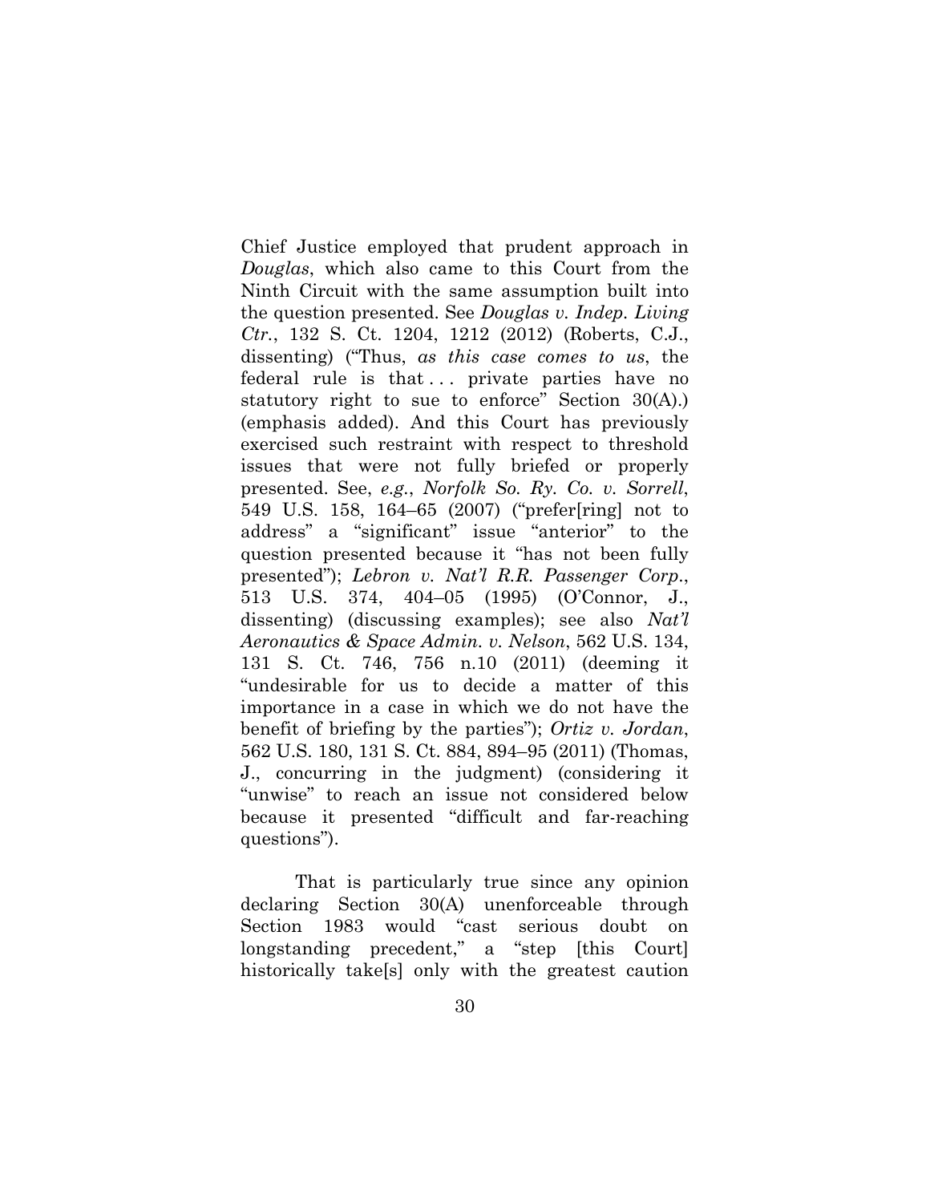Chief Justice employed that prudent approach in *Douglas*, which also came to this Court from the Ninth Circuit with the same assumption built into the question presented. See *Douglas v. Indep. Living Ctr.*, 132 S. Ct. 1204, 1212 (2012) (Roberts, C.J., dissenting) ("Thus, *as this case comes to us*, the federal rule is that . . . private parties have no statutory right to sue to enforce" Section 30(A).) (emphasis added). And this Court has previously exercised such restraint with respect to threshold issues that were not fully briefed or properly presented. See, *e.g.*, *Norfolk So. Ry. Co. v. Sorrell*, 549 U.S. 158, 164–65 (2007) ("prefer[ring] not to address" a "significant" issue "anterior" to the question presented because it "has not been fully presented"); *Lebron v. Nat'l R.R. Passenger Corp.*, 513 U.S. 374, 404–05 (1995) (O'Connor, J., dissenting) (discussing examples); see also *Nat'l Aeronautics & Space Admin. v. Nelson*, 562 U.S. 134, 131 S. Ct. 746, 756 n.10 (2011) (deeming it "undesirable for us to decide a matter of this importance in a case in which we do not have the benefit of briefing by the parties"); *Ortiz v. Jordan*, 562 U.S. 180, 131 S. Ct. 884, 894–95 (2011) (Thomas, J., concurring in the judgment) (considering it "unwise" to reach an issue not considered below because it presented "difficult and far-reaching questions").

That is particularly true since any opinion declaring Section 30(A) unenforceable through Section 1983 would "cast serious doubt on longstanding precedent," a "step [this Court] historically take[s] only with the greatest caution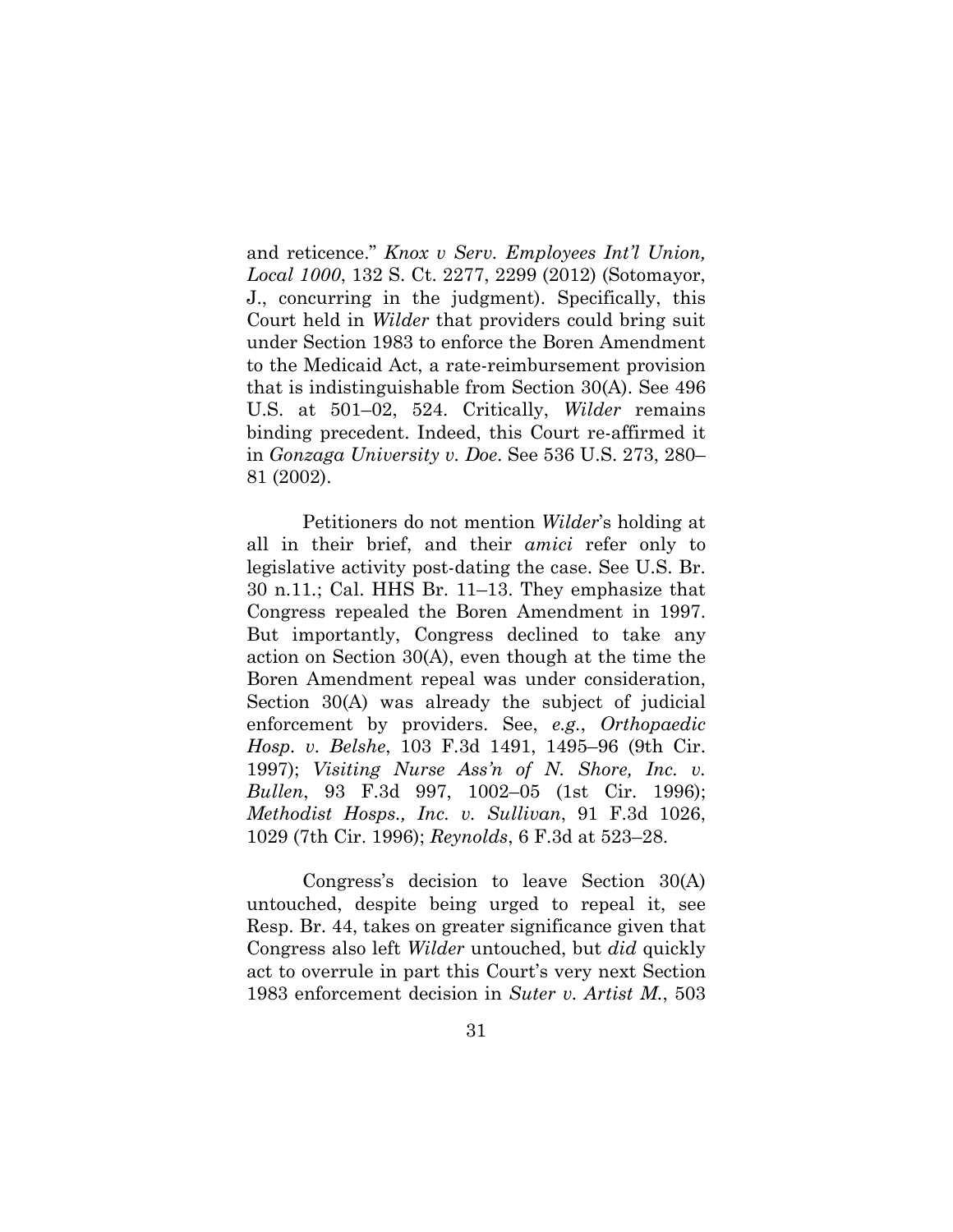and reticence." *Knox v Serv. Employees Int'l Union, Local 1000*, 132 S. Ct. 2277, 2299 (2012) (Sotomayor, J., concurring in the judgment). Specifically, this Court held in *Wilder* that providers could bring suit under Section 1983 to enforce the Boren Amendment to the Medicaid Act, a rate-reimbursement provision that is indistinguishable from Section 30(A). See 496 U.S. at 501–02, 524. Critically, *Wilder* remains binding precedent. Indeed, this Court re-affirmed it in *Gonzaga University v. Doe*. See 536 U.S. 273, 280–81 (2002).

Petitioners do not mention *Wilder*'s holding at all in their brief, and their *amici* refer only to legislative activity post-dating the case. See U.S. Br. 30 n.11.; Cal. HHS Br. 11–13. They emphasize that Congress repealed the Boren Amendment in 1997. But importantly, Congress declined to take any action on Section 30(A), even though at the time the Boren Amendment repeal was under consideration, Section 30(A) was already the subject of judicial enforcement by providers. See, *e.g.*, *Orthopaedic Hosp. v. Belshe*, 103 F.3d 1491, 1495–96 (9th Cir. 1997); *Visiting Nurse Ass'n of N. Shore, Inc. v. Bullen*, 93 F.3d 997, 1002–05 (1st Cir. 1996); *Methodist Hosps., Inc. v. Sullivan*, 91 F.3d 1026, 1029 (7th Cir. 1996); *Reynolds*, 6 F.3d at 523–28.

Congress's decision to leave Section 30(A) untouched, despite being urged to repeal it, see Resp. Br. 44, takes on greater significance given that Congress also left *Wilder* untouched, but *did* quickly act to overrule in part this Court's very next Section 1983 enforcement decision in *Suter v. Artist M.*, 503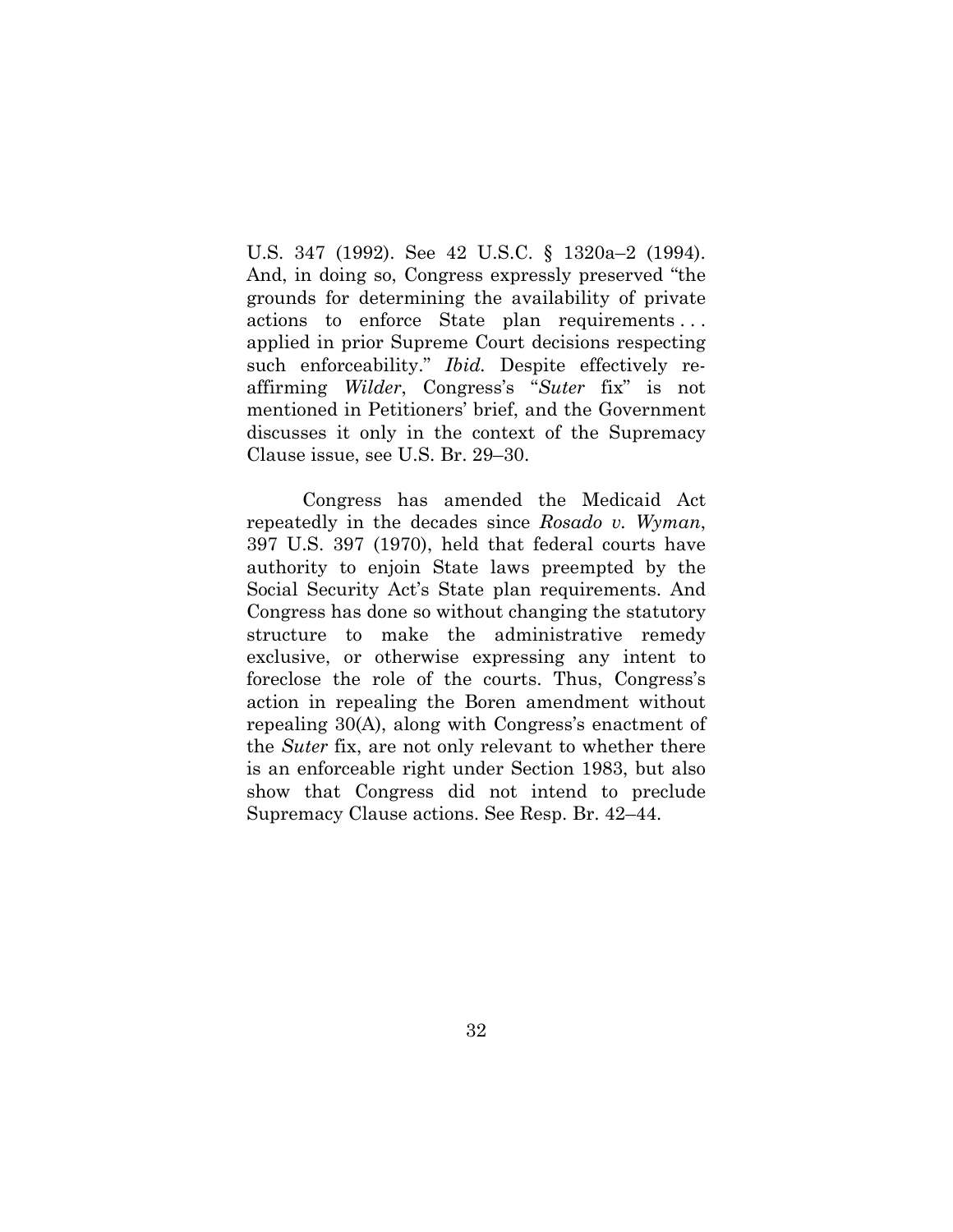U.S. 347 (1992). See 42 U.S.C. § 1320a–2 (1994). And, in doing so, Congress expressly preserved "the grounds for determining the availability of private actions to enforce State plan requirements . . . applied in prior Supreme Court decisions respecting such enforceability." *Ibid.* Despite effectively re-affirming *Wilder*, Congress's "*Suter* fix" is not mentioned in Petitioners' brief, and the Government discusses it only in the context of the Supremacy Clause issue, see U.S. Br. 29–30.

Congress has amended the Medicaid Act repeatedly in the decades since *Rosado v. Wyman*, 397 U.S. 397 (1970), held that federal courts have authority to enjoin State laws preempted by the Social Security Act's State plan requirements. And Congress has done so without changing the statutory structure to make the administrative remedy exclusive, or otherwise expressing any intent to foreclose the role of the courts. Thus, Congress's action in repealing the Boren amendment without repealing 30(A), along with Congress's enactment of the *Suter* fix, are not only relevant to whether there is an enforceable right under Section 1983, but also show that Congress did not intend to preclude Supremacy Clause actions. See Resp. Br. 42–44.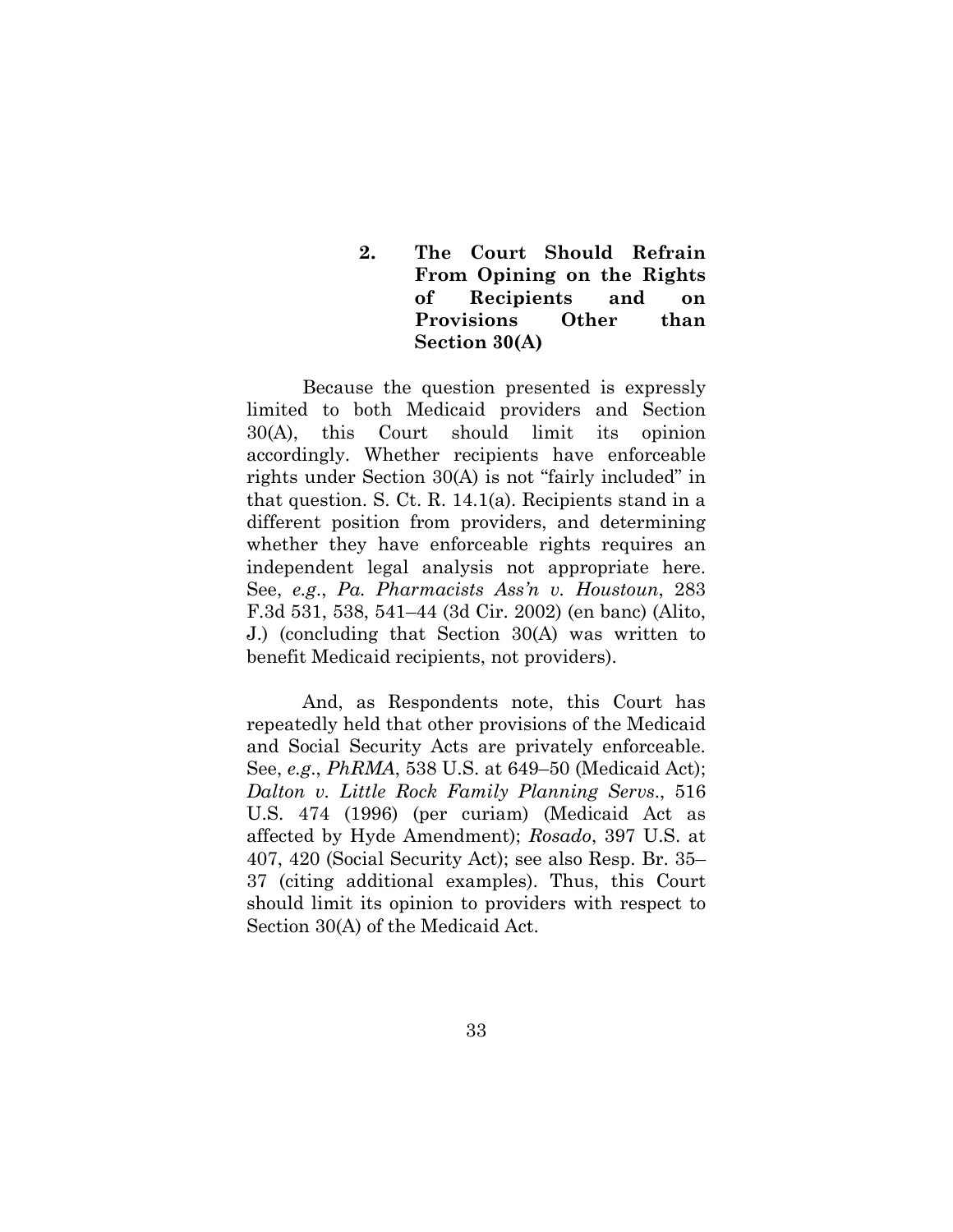### 2. The Court Should Refrain From Opining on the Rights of Recipients and on Provisions Other than Section 30(A)

Because the question presented is expressly limited to both Medicaid providers and Section 30(A), this Court should limit its opinion accordingly. Whether recipients have enforceable rights under Section 30(A) is not "fairly included" in that question. S. Ct. R. 14.1(a). Recipients stand in a different position from providers, and determining whether they have enforceable rights requires an independent legal analysis not appropriate here. See, *e.g.*, *Pa. Pharmacists Ass'n v. Houstoun*, 283 F.3d 531, 538, 541–44 (3d Cir. 2002) (en banc) (Alito, J.) (concluding that Section 30(A) was written to benefit Medicaid recipients, not providers).

And, as Respondents note, this Court has repeatedly held that other provisions of the Medicaid and Social Security Acts are privately enforceable. See, *e.g.*, *PhRMA*, 538 U.S. at 649–50 (Medicaid Act); *Dalton v. Little Rock Family Planning Servs.*, 516 U.S. 474 (1996) (per curiam) (Medicaid Act as affected by Hyde Amendment); *Rosado*, 397 U.S. at 407, 420 (Social Security Act); see also Resp. Br. 35–37 (citing additional examples). Thus, this Court should limit its opinion to providers with respect to Section 30(A) of the Medicaid Act.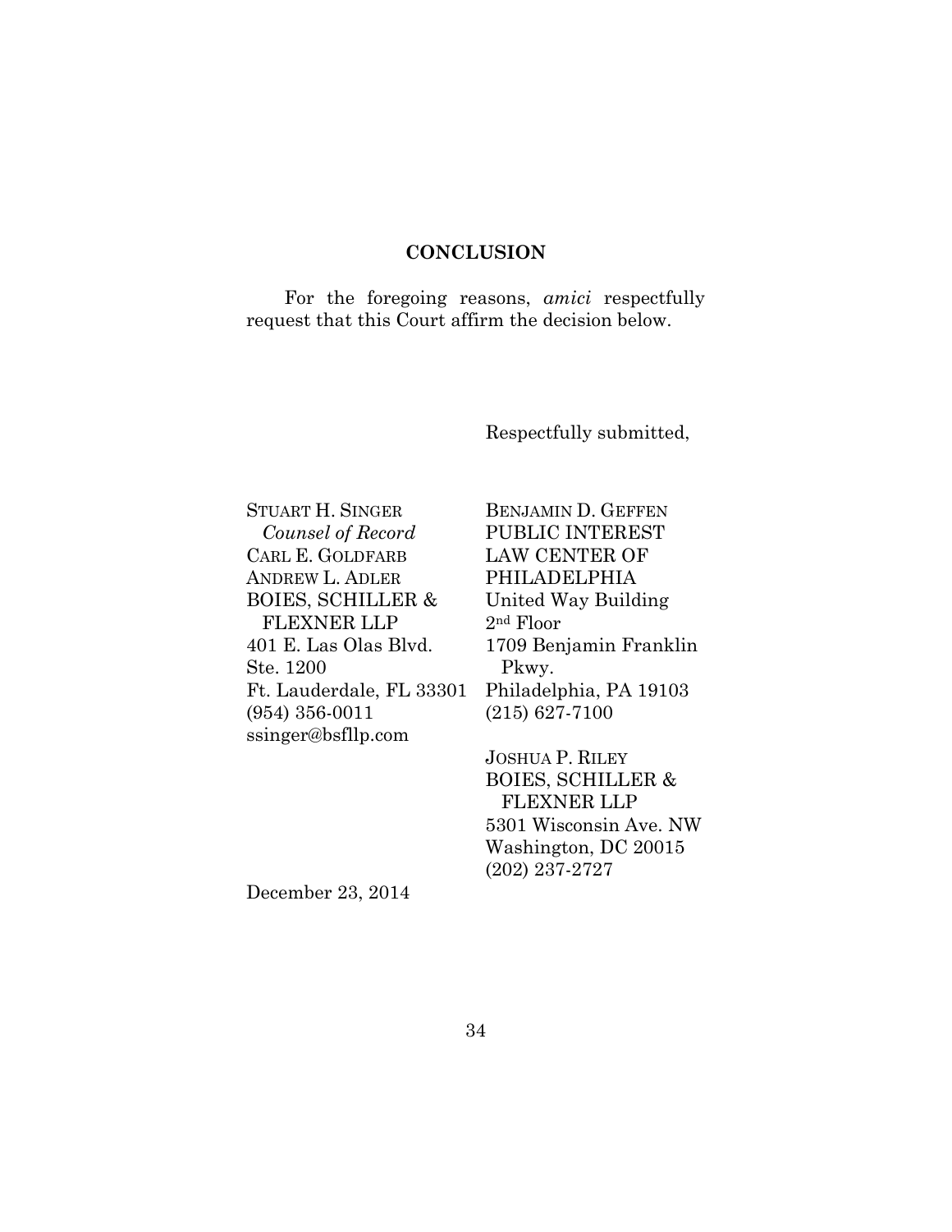## CONCLUSION

For the foregoing reasons, *amici* respectfully request that this Court affirm the decision below.

Respectfully submitted,

STUART H. SINGER
*Counsel of Record*
CARL E. GOLDFARB
ANDREW L. ADLER
BOIES, SCHILLER & FLEXNER LLP
401 E. Las Olas Blvd.
Ste. 1200
Ft. Lauderdale, FL 33301
(954) 356-0011
ssinger@bsfllp.com

BENJAMIN D. GEFFEN
PUBLIC INTEREST LAW CENTER OF PHILADELPHIA
United Way Building
2nd Floor
1709 Benjamin Franklin Pkwy.
Philadelphia, PA 19103
(215) 627-7100

JOSHUA P. RILEY
BOIES, SCHILLER & FLEXNER LLP
5301 Wisconsin Ave. NW
Washington, DC 20015
(202) 237-2727

December 23, 2014